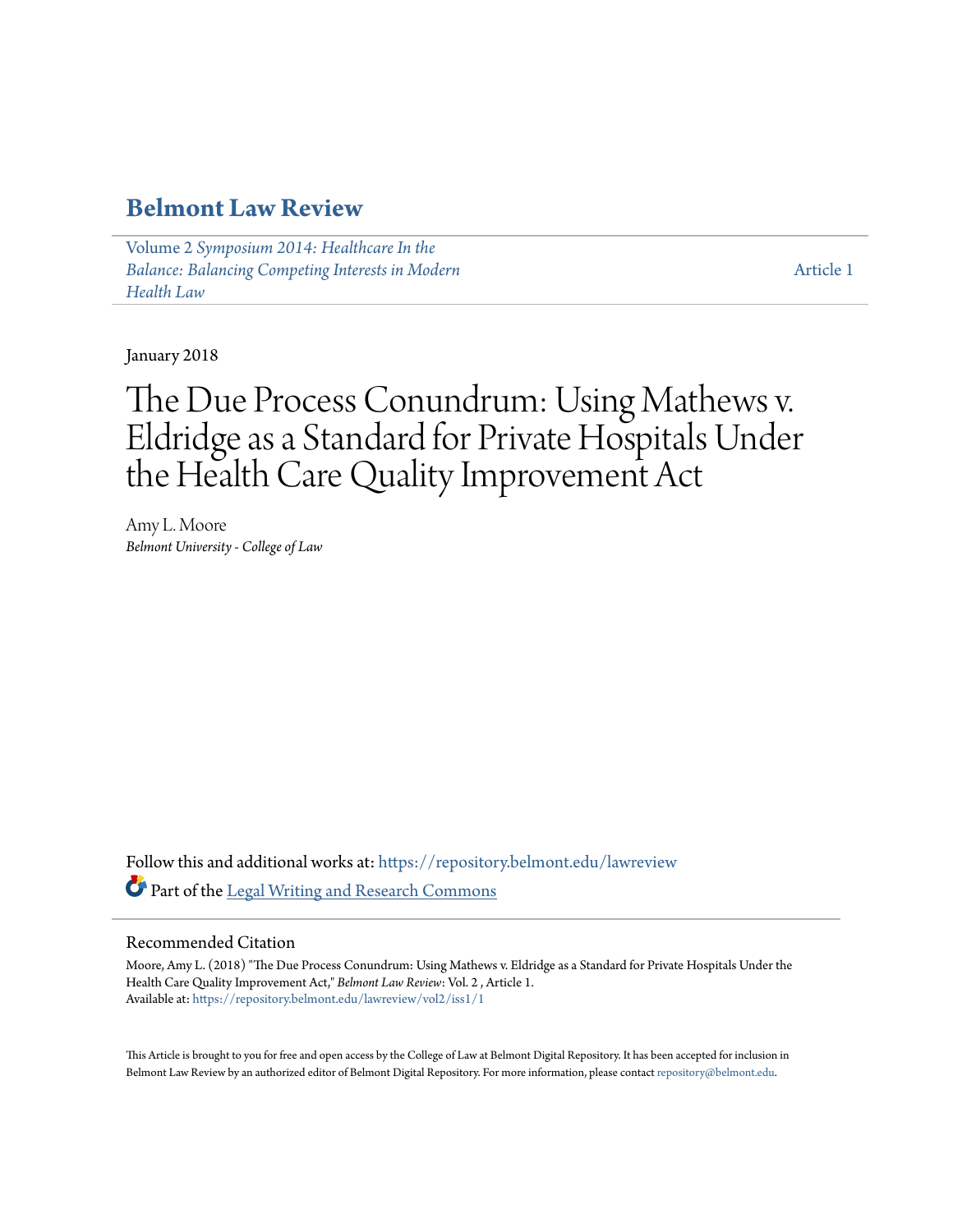# Belmont Law Review

Volume 2 *Symposium 2014: Healthcare In the Balance: Balancing Competing Interests in Modern Health Law*

Article 1

January 2018

# The Due Process Conundrum: Using Mathews v. Eldridge as a Standard for Private Hospitals Under the Health Care Quality Improvement Act

Amy L. Moore
*Belmont University - College of Law*

Follow this and additional works at: https://repository.belmont.edu/lawreview

Part of the Legal Writing and Research Commons

## Recommended Citation

Moore, Amy L. (2018) "The Due Process Conundrum: Using Mathews v. Eldridge as a Standard for Private Hospitals Under the Health Care Quality Improvement Act," *Belmont Law Review*: Vol. 2 , Article 1.
Available at: https://repository.belmont.edu/lawreview/vol2/iss1/1

This Article is brought to you for free and open access by the College of Law at Belmont Digital Repository. It has been accepted for inclusion in Belmont Law Review by an authorized editor of Belmont Digital Repository. For more information, please contact repository@belmont.edu.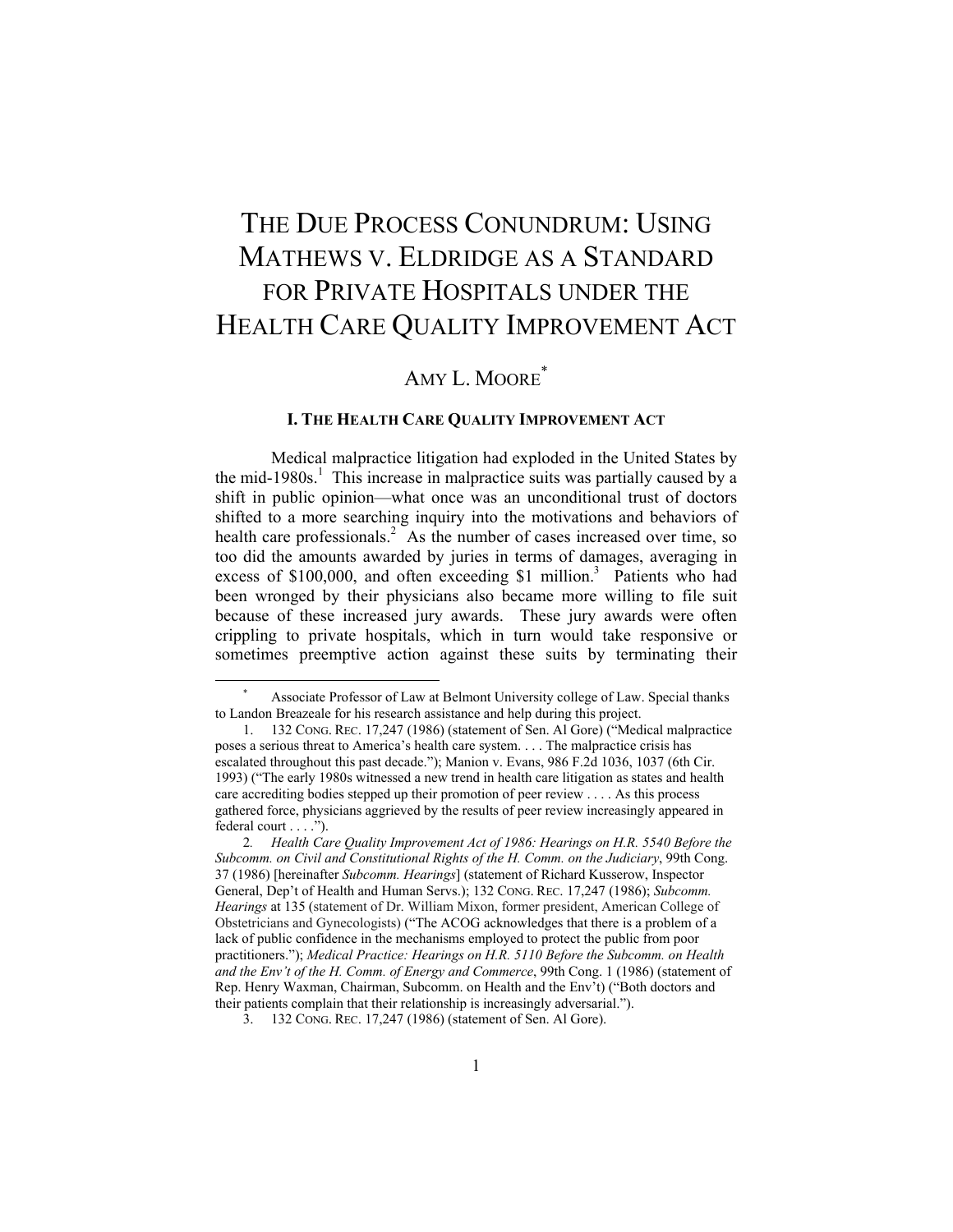# THE DUE PROCESS CONUNDRUM: USING MATHEWS V. ELDRIDGE AS A STANDARD FOR PRIVATE HOSPITALS UNDER THE HEALTH CARE QUALITY IMPROVEMENT ACT

AMY L. MOORE[*]

## I. THE HEALTH CARE QUALITY IMPROVEMENT ACT

Medical malpractice litigation had exploded in the United States by the mid-1980s.[1] This increase in malpractice suits was partially caused by a shift in public opinion—what once was an unconditional trust of doctors shifted to a more searching inquiry into the motivations and behaviors of health care professionals.[2] As the number of cases increased over time, so too did the amounts awarded by juries in terms of damages, averaging in excess of $100,000, and often exceeding $1 million.[3] Patients who had been wronged by their physicians also became more willing to file suit because of these increased jury awards. These jury awards were often crippling to private hospitals, which in turn would take responsive or sometimes preemptive action against these suits by terminating their

---

[*] Associate Professor of Law at Belmont University college of Law. Special thanks to Landon Breazeale for his research assistance and help during this project.

1. 132 CONG. REC. 17,247 (1986) (statement of Sen. Al Gore) ("Medical malpractice poses a serious threat to America's health care system. . . . The malpractice crisis has escalated throughout this past decade."); Manion v. Evans, 986 F.2d 1036, 1037 (6th Cir. 1993) ("The early 1980s witnessed a new trend in health care litigation as states and health care accrediting bodies stepped up their promotion of peer review . . . . As this process gathered force, physicians aggrieved by the results of peer review increasingly appeared in federal court . . . .").

2. *Health Care Quality Improvement Act of 1986: Hearings on H.R. 5540 Before the Subcomm. on Civil and Constitutional Rights of the H. Comm. on the Judiciary*, 99th Cong. 37 (1986) [hereinafter *Subcomm. Hearings*] (statement of Richard Kusserow, Inspector General, Dep't of Health and Human Servs.); 132 CONG. REC. 17,247 (1986); *Subcomm. Hearings* at 135 (statement of Dr. William Mixon, former president, American College of Obstetricians and Gynecologists) ("The ACOG acknowledges that there is a problem of a lack of public confidence in the mechanisms employed to protect the public from poor practitioners."); *Medical Practice: Hearings on H.R. 5110 Before the Subcomm. on Health and the Env't of the H. Comm. of Energy and Commerce*, 99th Cong. 1 (1986) (statement of Rep. Henry Waxman, Chairman, Subcomm. on Health and the Env't) ("Both doctors and their patients complain that their relationship is increasingly adversarial.").

3. 132 CONG. REC. 17,247 (1986) (statement of Sen. Al Gore).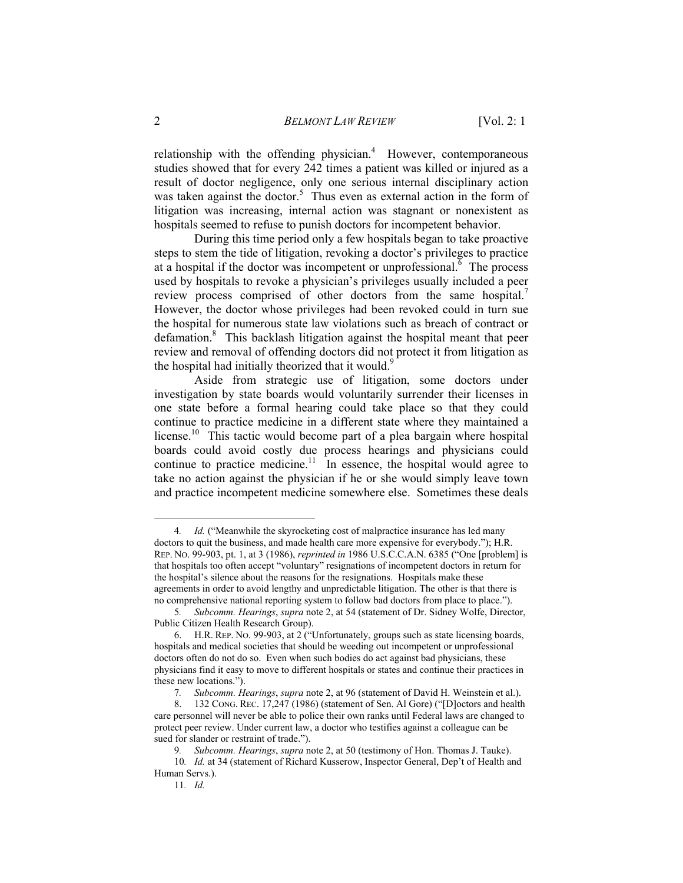relationship with the offending physician.[4] However, contemporaneous studies showed that for every 242 times a patient was killed or injured as a result of doctor negligence, only one serious internal disciplinary action was taken against the doctor.[5] Thus even as external action in the form of litigation was increasing, internal action was stagnant or nonexistent as hospitals seemed to refuse to punish doctors for incompetent behavior.

During this time period only a few hospitals began to take proactive steps to stem the tide of litigation, revoking a doctor's privileges to practice at a hospital if the doctor was incompetent or unprofessional.[6] The process used by hospitals to revoke a physician's privileges usually included a peer review process comprised of other doctors from the same hospital.[7] However, the doctor whose privileges had been revoked could in turn sue the hospital for numerous state law violations such as breach of contract or defamation.[8] This backlash litigation against the hospital meant that peer review and removal of offending doctors did not protect it from litigation as the hospital had initially theorized that it would.[9]

Aside from strategic use of litigation, some doctors under investigation by state boards would voluntarily surrender their licenses in one state before a formal hearing could take place so that they could continue to practice medicine in a different state where they maintained a license.[10] This tactic would become part of a plea bargain where hospital boards could avoid costly due process hearings and physicians could continue to practice medicine.[11] In essence, the hospital would agree to take no action against the physician if he or she would simply leave town and practice incompetent medicine somewhere else. Sometimes these deals

---

4. *Id.* ("Meanwhile the skyrocketing cost of malpractice insurance has led many doctors to quit the business, and made health care more expensive for everybody."); H.R. REP. NO. 99-903, pt. 1, at 3 (1986), *reprinted in* 1986 U.S.C.C.A.N. 6385 ("One [problem] is that hospitals too often accept "voluntary" resignations of incompetent doctors in return for the hospital's silence about the reasons for the resignations. Hospitals make these agreements in order to avoid lengthy and unpredictable litigation. The other is that there is no comprehensive national reporting system to follow bad doctors from place to place.").

5. *Subcomm. Hearings*, *supra* note 2, at 54 (statement of Dr. Sidney Wolfe, Director, Public Citizen Health Research Group).

6. H.R. REP. NO. 99-903, at 2 ("Unfortunately, groups such as state licensing boards, hospitals and medical societies that should be weeding out incompetent or unprofessional doctors often do not do so. Even when such bodies do act against bad physicians, these physicians find it easy to move to different hospitals or states and continue their practices in these new locations.").

7. *Subcomm. Hearings*, *supra* note 2, at 96 (statement of David H. Weinstein et al.).

8. 132 CONG. REC. 17,247 (1986) (statement of Sen. Al Gore) ("[D]octors and health care personnel will never be able to police their own ranks until Federal laws are changed to protect peer review. Under current law, a doctor who testifies against a colleague can be sued for slander or restraint of trade.").

9. *Subcomm. Hearings*, *supra* note 2, at 50 (testimony of Hon. Thomas J. Tauke).

10. *Id.* at 34 (statement of Richard Kusserow, Inspector General, Dep't of Health and Human Servs.).

11. *Id.*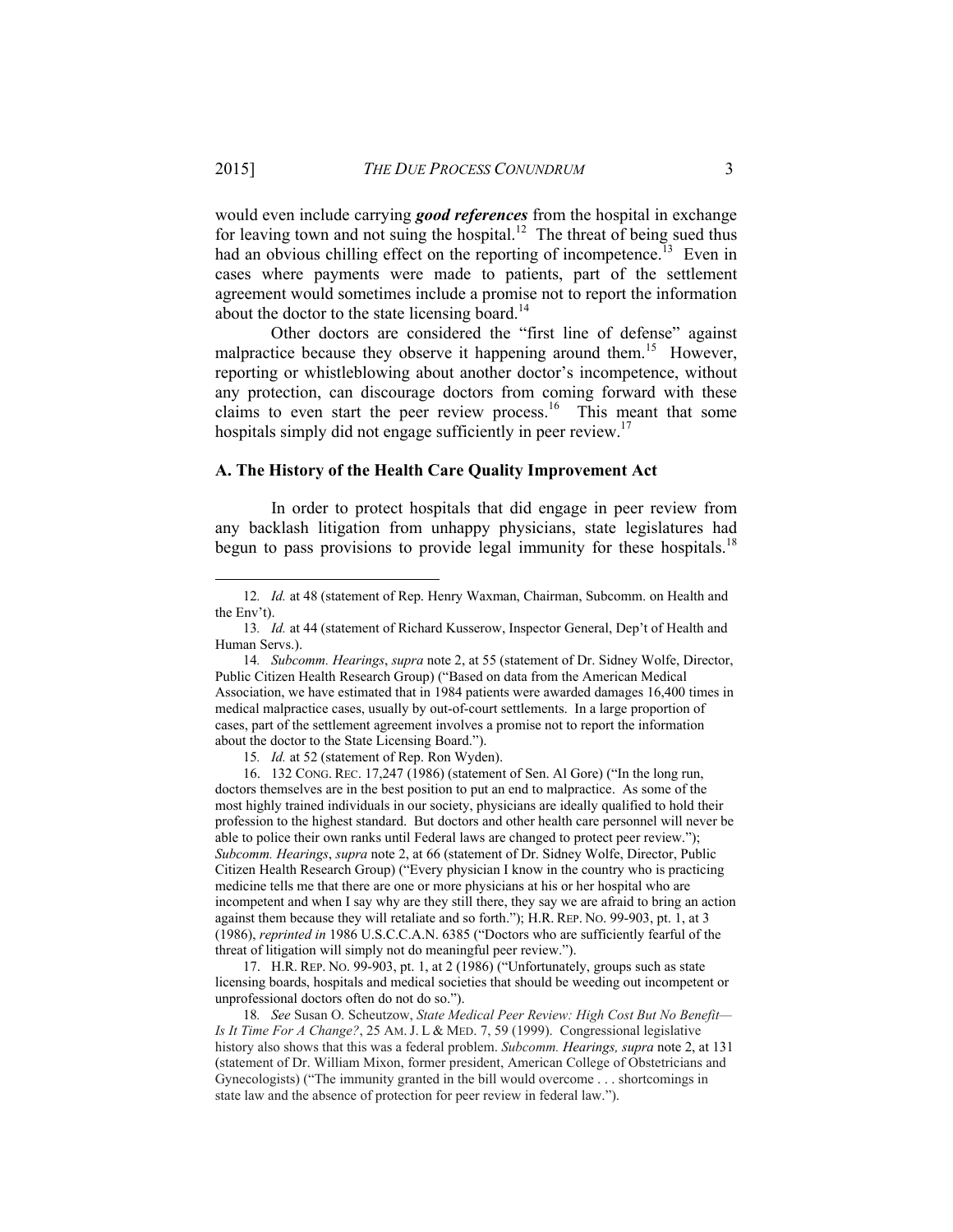would even include carrying ***good references*** from the hospital in exchange for leaving town and not suing the hospital.[12] The threat of being sued thus had an obvious chilling effect on the reporting of incompetence.[13] Even in cases where payments were made to patients, part of the settlement agreement would sometimes include a promise not to report the information about the doctor to the state licensing board.[14]

Other doctors are considered the "first line of defense" against malpractice because they observe it happening around them.[15] However, reporting or whistleblowing about another doctor's incompetence, without any protection, can discourage doctors from coming forward with these claims to even start the peer review process.[16] This meant that some hospitals simply did not engage sufficiently in peer review.[17]

### A. The History of the Health Care Quality Improvement Act

In order to protect hospitals that did engage in peer review from any backlash litigation from unhappy physicians, state legislatures had begun to pass provisions to provide legal immunity for these hospitals.[18]

---

12. *Id.* at 48 (statement of Rep. Henry Waxman, Chairman, Subcomm. on Health and the Env't).

13. *Id.* at 44 (statement of Richard Kusserow, Inspector General, Dep't of Health and Human Servs.).

14. *Subcomm. Hearings*, *supra* note 2, at 55 (statement of Dr. Sidney Wolfe, Director, Public Citizen Health Research Group) ("Based on data from the American Medical Association, we have estimated that in 1984 patients were awarded damages 16,400 times in medical malpractice cases, usually by out-of-court settlements. In a large proportion of cases, part of the settlement agreement involves a promise not to report the information about the doctor to the State Licensing Board.").

15. *Id.* at 52 (statement of Rep. Ron Wyden).

16. 132 CONG. REC. 17,247 (1986) (statement of Sen. Al Gore) ("In the long run, doctors themselves are in the best position to put an end to malpractice. As some of the most highly trained individuals in our society, physicians are ideally qualified to hold their profession to the highest standard. But doctors and other health care personnel will never be able to police their own ranks until Federal laws are changed to protect peer review."); *Subcomm. Hearings*, *supra* note 2, at 66 (statement of Dr. Sidney Wolfe, Director, Public Citizen Health Research Group) ("Every physician I know in the country who is practicing medicine tells me that there are one or more physicians at his or her hospital who are incompetent and when I say why are they still there, they say we are afraid to bring an action against them because they will retaliate and so forth."); H.R. REP. NO. 99-903, pt. 1, at 3 (1986), *reprinted in* 1986 U.S.C.C.A.N. 6385 ("Doctors who are sufficiently fearful of the threat of litigation will simply not do meaningful peer review.").

17. H.R. REP. NO. 99-903, pt. 1, at 2 (1986) ("Unfortunately, groups such as state licensing boards, hospitals and medical societies that should be weeding out incompetent or unprofessional doctors often do not do so.").

18. *See* Susan O. Scheutzow, *State Medical Peer Review: High Cost But No Benefit—Is It Time For A Change?*, 25 AM. J. L & MED. 7, 59 (1999). Congressional legislative history also shows that this was a federal problem. *Subcomm. Hearings, supra* note 2, at 131 (statement of Dr. William Mixon, former president, American College of Obstetricians and Gynecologists) ("The immunity granted in the bill would overcome . . . shortcomings in state law and the absence of protection for peer review in federal law.").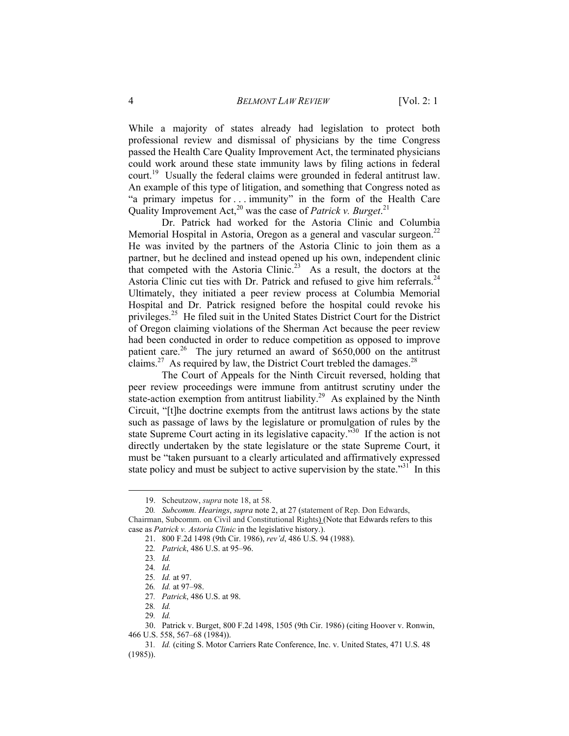While a majority of states already had legislation to protect both professional review and dismissal of physicians by the time Congress passed the Health Care Quality Improvement Act, the terminated physicians could work around these state immunity laws by filing actions in federal court.[19] Usually the federal claims were grounded in federal antitrust law. An example of this type of litigation, and something that Congress noted as "a primary impetus for . . . immunity" in the form of the Health Care Quality Improvement Act,[20] was the case of *Patrick v. Burget*.[21]

Dr. Patrick had worked for the Astoria Clinic and Columbia Memorial Hospital in Astoria, Oregon as a general and vascular surgeon.[22] He was invited by the partners of the Astoria Clinic to join them as a partner, but he declined and instead opened up his own, independent clinic that competed with the Astoria Clinic.[23] As a result, the doctors at the Astoria Clinic cut ties with Dr. Patrick and refused to give him referrals.[24] Ultimately, they initiated a peer review process at Columbia Memorial Hospital and Dr. Patrick resigned before the hospital could revoke his privileges.[25] He filed suit in the United States District Court for the District of Oregon claiming violations of the Sherman Act because the peer review had been conducted in order to reduce competition as opposed to improve patient care.[26] The jury returned an award of $650,000 on the antitrust claims.[27] As required by law, the District Court trebled the damages.[28]

The Court of Appeals for the Ninth Circuit reversed, holding that peer review proceedings were immune from antitrust scrutiny under the state-action exemption from antitrust liability.[29] As explained by the Ninth Circuit, "[t]he doctrine exempts from the antitrust laws actions by the state such as passage of laws by the legislature or promulgation of rules by the state Supreme Court acting in its legislative capacity."[30] If the action is not directly undertaken by the state legislature or the state Supreme Court, it must be "taken pursuant to a clearly articulated and affirmatively expressed state policy and must be subject to active supervision by the state."[31] In this

---

19. Scheutzow, *supra* note 18, at 58.

20. *Subcomm. Hearings*, *supra* note 2, at 27 (statement of Rep. Don Edwards, Chairman, Subcomm. on Civil and Constitutional Rights) (Note that Edwards refers to this case as *Patrick v. Astoria Clinic* in the legislative history.).

21. 800 F.2d 1498 (9th Cir. 1986), *rev'd*, 486 U.S. 94 (1988).

22. *Patrick*, 486 U.S. at 95–96.

23. *Id.*

24. *Id.*

25. *Id.* at 97.

26. *Id.* at 97–98.

27. *Patrick*, 486 U.S. at 98.

28. *Id.*

29. *Id.*

30. Patrick v. Burget, 800 F.2d 1498, 1505 (9th Cir. 1986) (citing Hoover v. Ronwin, 466 U.S. 558, 567–68 (1984)).

31. *Id.* (citing S. Motor Carriers Rate Conference, Inc. v. United States, 471 U.S. 48 (1985)).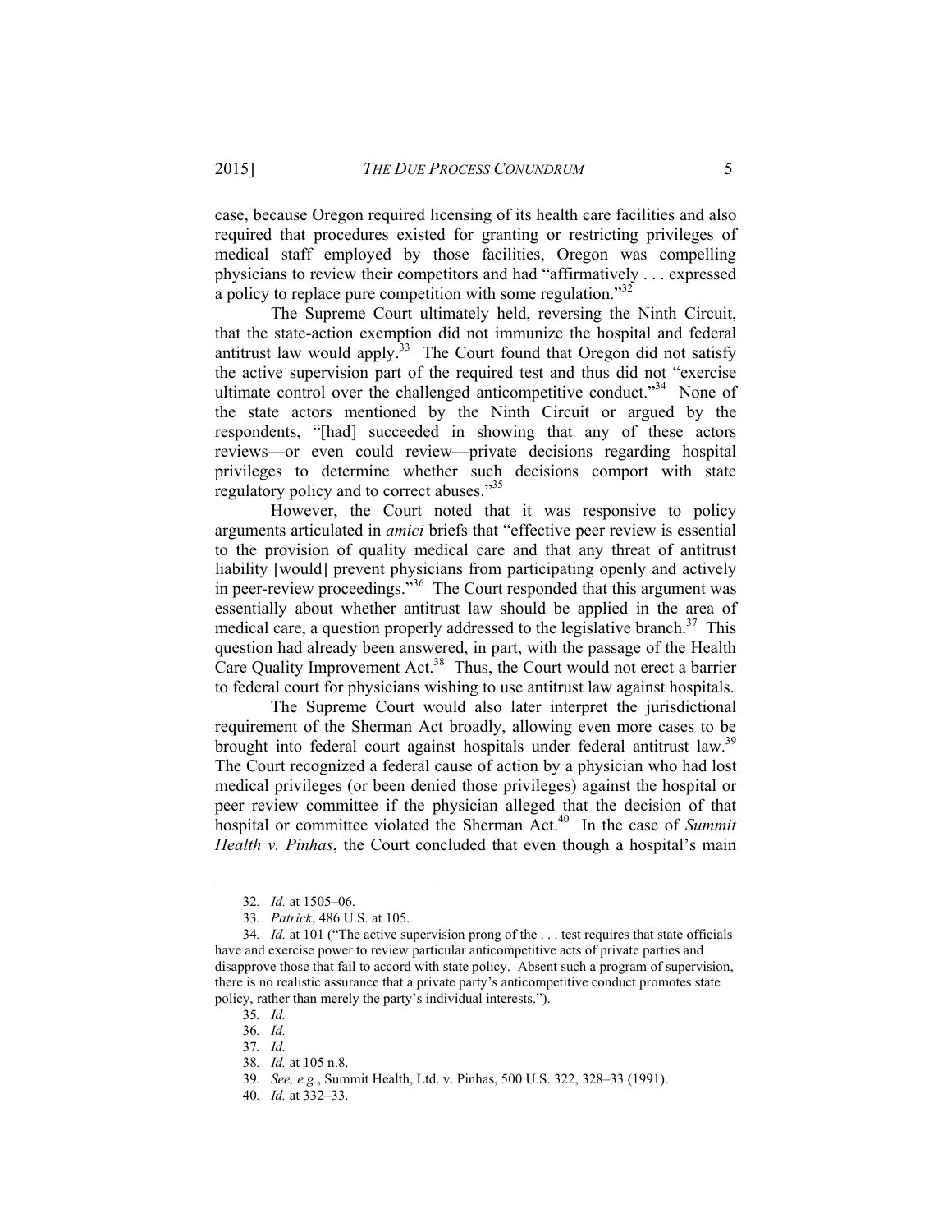case, because Oregon required licensing of its health care facilities and also required that procedures existed for granting or restricting privileges of medical staff employed by those facilities, Oregon was compelling physicians to review their competitors and had "affirmatively . . . expressed a policy to replace pure competition with some regulation."[32]

The Supreme Court ultimately held, reversing the Ninth Circuit, that the state-action exemption did not immunize the hospital and federal antitrust law would apply.[33] The Court found that Oregon did not satisfy the active supervision part of the required test and thus did not "exercise ultimate control over the challenged anticompetitive conduct."[34] None of the state actors mentioned by the Ninth Circuit or argued by the respondents, "[had] succeeded in showing that any of these actors reviews—or even could review—private decisions regarding hospital privileges to determine whether such decisions comport with state regulatory policy and to correct abuses."[35]

However, the Court noted that it was responsive to policy arguments articulated in *amici* briefs that "effective peer review is essential to the provision of quality medical care and that any threat of antitrust liability [would] prevent physicians from participating openly and actively in peer-review proceedings."[36] The Court responded that this argument was essentially about whether antitrust law should be applied in the area of medical care, a question properly addressed to the legislative branch.[37] This question had already been answered, in part, with the passage of the Health Care Quality Improvement Act.[38] Thus, the Court would not erect a barrier to federal court for physicians wishing to use antitrust law against hospitals.

The Supreme Court would also later interpret the jurisdictional requirement of the Sherman Act broadly, allowing even more cases to be brought into federal court against hospitals under federal antitrust law.[39] The Court recognized a federal cause of action by a physician who had lost medical privileges (or been denied those privileges) against the hospital or peer review committee if the physician alleged that the decision of that hospital or committee violated the Sherman Act.[40] In the case of *Summit Health v. Pinhas*, the Court concluded that even though a hospital's main

---

32. *Id.* at 1505–06.

33. *Patrick*, 486 U.S. at 105.

34. *Id.* at 101 ("The active supervision prong of the . . . test requires that state officials have and exercise power to review particular anticompetitive acts of private parties and disapprove those that fail to accord with state policy. Absent such a program of supervision, there is no realistic assurance that a private party's anticompetitive conduct promotes state policy, rather than merely the party's individual interests.").

35. *Id.*

36. *Id.*

37. *Id.*

38. *Id.* at 105 n.8.

39. *See, e.g.*, Summit Health, Ltd. v. Pinhas, 500 U.S. 322, 328–33 (1991).

40. *Id.* at 332–33.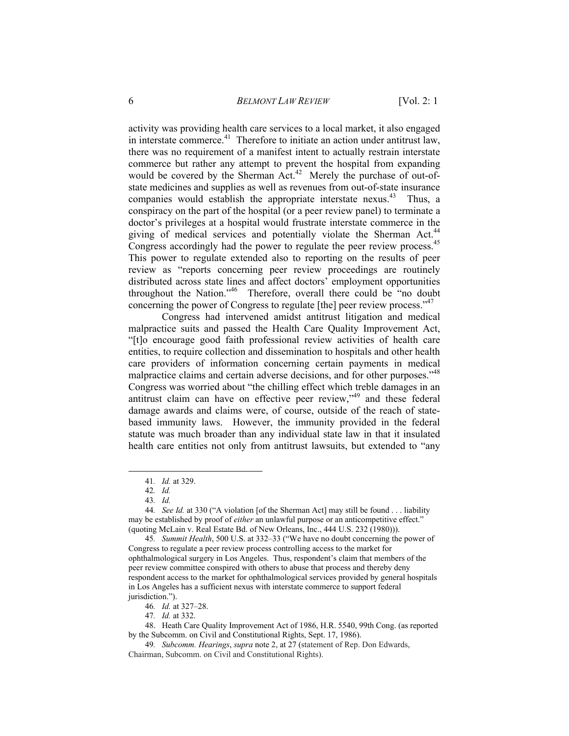activity was providing health care services to a local market, it also engaged in interstate commerce.[41] Therefore to initiate an action under antitrust law, there was no requirement of a manifest intent to actually restrain interstate commerce but rather any attempt to prevent the hospital from expanding would be covered by the Sherman Act.[42] Merely the purchase of out-of-state medicines and supplies as well as revenues from out-of-state insurance companies would establish the appropriate interstate nexus.[43] Thus, a conspiracy on the part of the hospital (or a peer review panel) to terminate a doctor's privileges at a hospital would frustrate interstate commerce in the giving of medical services and potentially violate the Sherman Act.[44] Congress accordingly had the power to regulate the peer review process.[45] This power to regulate extended also to reporting on the results of peer review as "reports concerning peer review proceedings are routinely distributed across state lines and affect doctors' employment opportunities throughout the Nation."[46] Therefore, overall there could be "no doubt concerning the power of Congress to regulate [the] peer review process."[47]

Congress had intervened amidst antitrust litigation and medical malpractice suits and passed the Health Care Quality Improvement Act, "[t]o encourage good faith professional review activities of health care entities, to require collection and dissemination to hospitals and other health care providers of information concerning certain payments in medical malpractice claims and certain adverse decisions, and for other purposes."[48] Congress was worried about "the chilling effect which treble damages in an antitrust claim can have on effective peer review,"[49] and these federal damage awards and claims were, of course, outside of the reach of state-based immunity laws. However, the immunity provided in the federal statute was much broader than any individual state law in that it insulated health care entities not only from antitrust lawsuits, but extended to "any

---

41. *Id.* at 329.

42. *Id.*

43. *Id.*

44. *See Id.* at 330 ("A violation [of the Sherman Act] may still be found . . . liability may be established by proof of *either* an unlawful purpose or an anticompetitive effect." (quoting McLain v. Real Estate Bd. of New Orleans, Inc., 444 U.S. 232 (1980))).

45. *Summit Health*, 500 U.S. at 332–33 ("We have no doubt concerning the power of Congress to regulate a peer review process controlling access to the market for ophthalmological surgery in Los Angeles. Thus, respondent's claim that members of the peer review committee conspired with others to abuse that process and thereby deny respondent access to the market for ophthalmological services provided by general hospitals in Los Angeles has a sufficient nexus with interstate commerce to support federal jurisdiction.").

46. *Id.* at 327–28.

47. *Id.* at 332.

48. Heath Care Quality Improvement Act of 1986, H.R. 5540, 99th Cong. (as reported by the Subcomm. on Civil and Constitutional Rights, Sept. 17, 1986).

49. *Subcomm. Hearings*, *supra* note 2, at 27 (statement of Rep. Don Edwards, Chairman, Subcomm. on Civil and Constitutional Rights).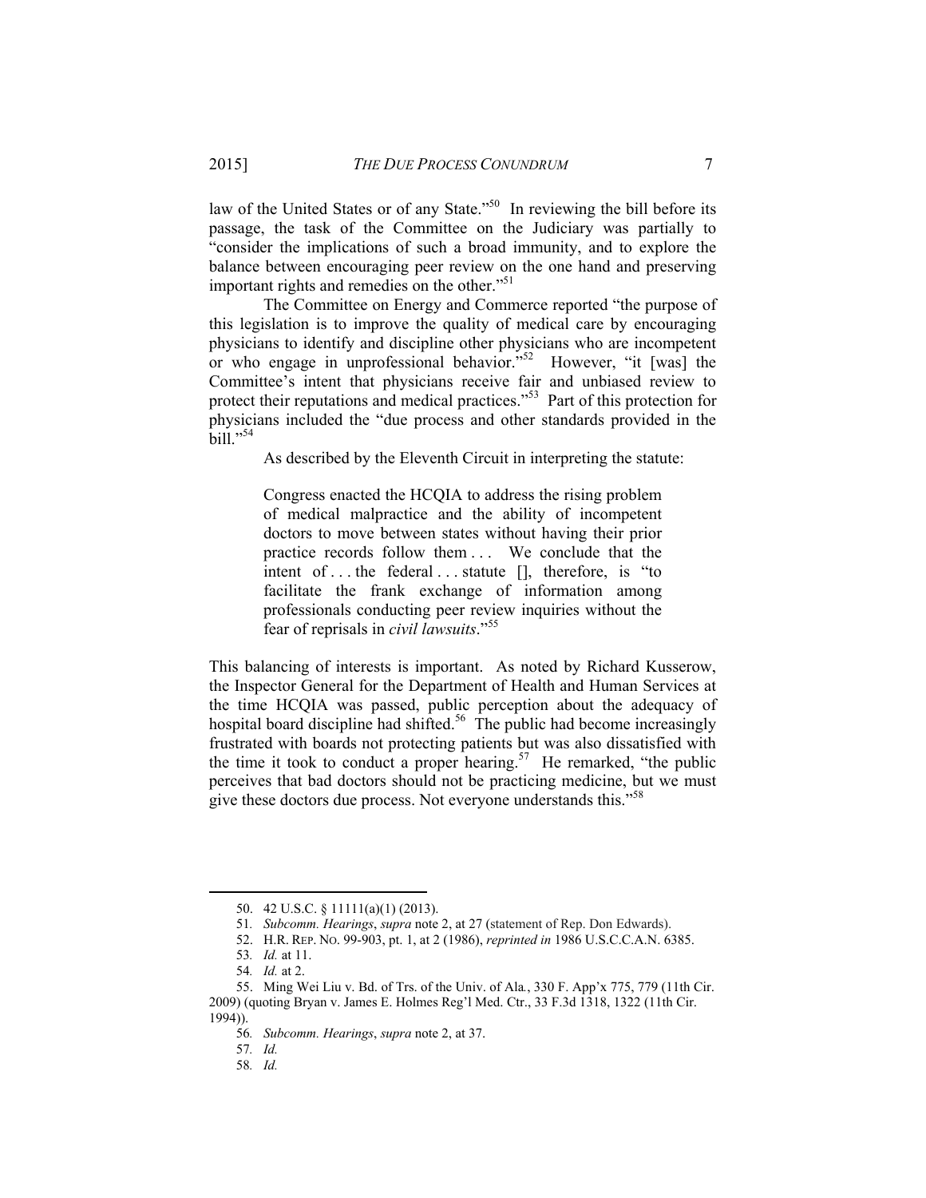law of the United States or of any State."[50] In reviewing the bill before its passage, the task of the Committee on the Judiciary was partially to "consider the implications of such a broad immunity, and to explore the balance between encouraging peer review on the one hand and preserving important rights and remedies on the other."[51]

The Committee on Energy and Commerce reported "the purpose of this legislation is to improve the quality of medical care by encouraging physicians to identify and discipline other physicians who are incompetent or who engage in unprofessional behavior."[52] However, "it [was] the Committee's intent that physicians receive fair and unbiased review to protect their reputations and medical practices."[53] Part of this protection for physicians included the "due process and other standards provided in the bill."[54]

As described by the Eleventh Circuit in interpreting the statute:

> Congress enacted the HCQIA to address the rising problem of medical malpractice and the ability of incompetent doctors to move between states without having their prior practice records follow them . . . We conclude that the intent of . . . the federal . . . statute [], therefore, is "to facilitate the frank exchange of information among professionals conducting peer review inquiries without the fear of reprisals in *civil lawsuits*."[55]

This balancing of interests is important. As noted by Richard Kusserow, the Inspector General for the Department of Health and Human Services at the time HCQIA was passed, public perception about the adequacy of hospital board discipline had shifted.[56] The public had become increasingly frustrated with boards not protecting patients but was also dissatisfied with the time it took to conduct a proper hearing.[57] He remarked, "the public perceives that bad doctors should not be practicing medicine, but we must give these doctors due process. Not everyone understands this."[58]

---

50. 42 U.S.C. § 11111(a)(1) (2013).

51. *Subcomm. Hearings*, *supra* note 2, at 27 (statement of Rep. Don Edwards).

52. H.R. REP. NO. 99-903, pt. 1, at 2 (1986), *reprinted in* 1986 U.S.C.C.A.N. 6385.

53. *Id.* at 11.

54. *Id.* at 2.

55. Ming Wei Liu v. Bd. of Trs. of the Univ. of Ala., 330 F. App'x 775, 779 (11th Cir. 2009) (quoting Bryan v. James E. Holmes Reg'l Med. Ctr., 33 F.3d 1318, 1322 (11th Cir. 1994)).

56. *Subcomm. Hearings*, *supra* note 2, at 37.

57. *Id.*

58. *Id.*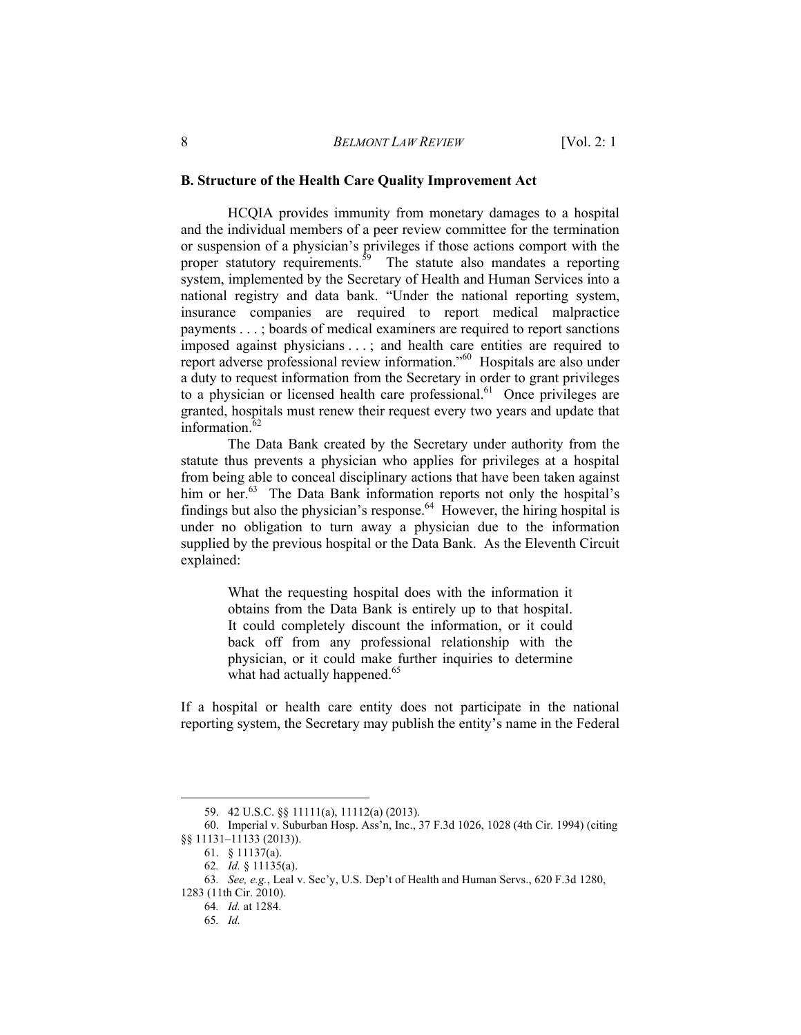### B. Structure of the Health Care Quality Improvement Act

HCQIA provides immunity from monetary damages to a hospital and the individual members of a peer review committee for the termination or suspension of a physician's privileges if those actions comport with the proper statutory requirements.[59] The statute also mandates a reporting system, implemented by the Secretary of Health and Human Services into a national registry and data bank. "Under the national reporting system, insurance companies are required to report medical malpractice payments . . . ; boards of medical examiners are required to report sanctions imposed against physicians . . . ; and health care entities are required to report adverse professional review information."[60] Hospitals are also under a duty to request information from the Secretary in order to grant privileges to a physician or licensed health care professional.[61] Once privileges are granted, hospitals must renew their request every two years and update that information.[62]

The Data Bank created by the Secretary under authority from the statute thus prevents a physician who applies for privileges at a hospital from being able to conceal disciplinary actions that have been taken against him or her.[63] The Data Bank information reports not only the hospital's findings but also the physician's response.[64] However, the hiring hospital is under no obligation to turn away a physician due to the information supplied by the previous hospital or the Data Bank. As the Eleventh Circuit explained:

> What the requesting hospital does with the information it obtains from the Data Bank is entirely up to that hospital. It could completely discount the information, or it could back off from any professional relationship with the physician, or it could make further inquiries to determine what had actually happened.[65]

If a hospital or health care entity does not participate in the national reporting system, the Secretary may publish the entity's name in the Federal

---

59. 42 U.S.C. §§ 11111(a), 11112(a) (2013).

60. Imperial v. Suburban Hosp. Ass'n, Inc., 37 F.3d 1026, 1028 (4th Cir. 1994) (citing §§ 11131–11133 (2013)).

61. § 11137(a).

62. *Id.* § 11135(a).

63. *See, e.g.*, Leal v. Sec'y, U.S. Dep't of Health and Human Servs., 620 F.3d 1280, 1283 (11th Cir. 2010).

64. *Id.* at 1284.

65. *Id.*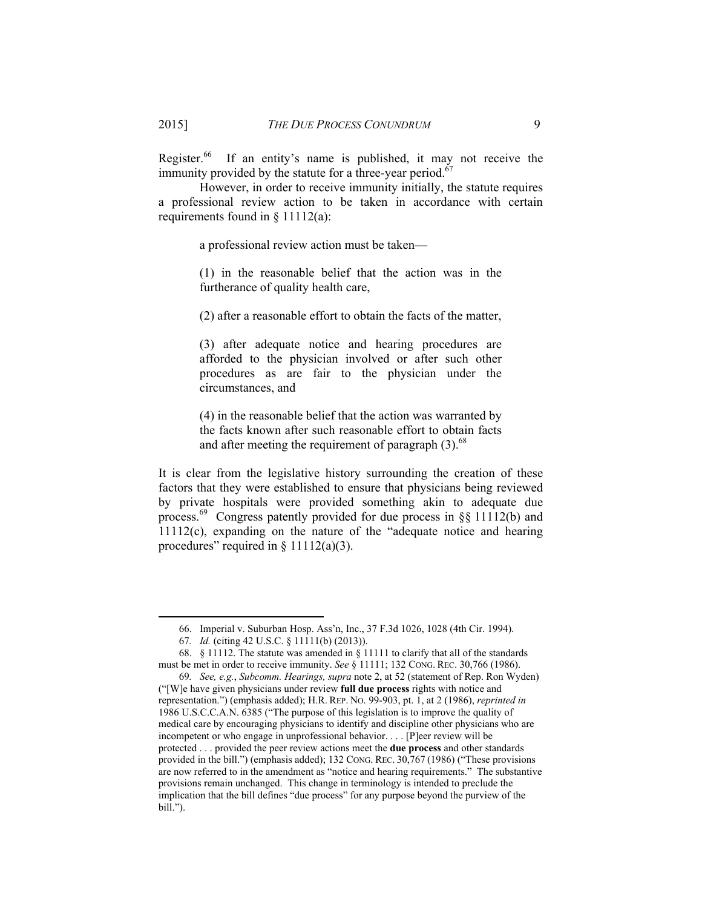Register.[66] If an entity's name is published, it may not receive the immunity provided by the statute for a three-year period.[67]

However, in order to receive immunity initially, the statute requires a professional review action to be taken in accordance with certain requirements found in § 11112(a):

> a professional review action must be taken—
>
> (1) in the reasonable belief that the action was in the furtherance of quality health care,
>
> (2) after a reasonable effort to obtain the facts of the matter,
>
> (3) after adequate notice and hearing procedures are afforded to the physician involved or after such other procedures as are fair to the physician under the circumstances, and
>
> (4) in the reasonable belief that the action was warranted by the facts known after such reasonable effort to obtain facts and after meeting the requirement of paragraph (3).[68]

It is clear from the legislative history surrounding the creation of these factors that they were established to ensure that physicians being reviewed by private hospitals were provided something akin to adequate due process.[69] Congress patently provided for due process in §§ 11112(b) and 11112(c), expanding on the nature of the "adequate notice and hearing procedures" required in § 11112(a)(3).

---

66. Imperial v. Suburban Hosp. Ass'n, Inc., 37 F.3d 1026, 1028 (4th Cir. 1994).

67. *Id.* (citing 42 U.S.C. § 11111(b) (2013)).

68. § 11112. The statute was amended in § 11111 to clarify that all of the standards must be met in order to receive immunity. *See* § 11111; 132 CONG. REC. 30,766 (1986).

69. *See, e.g.*, *Subcomm. Hearings*, *supra* note 2, at 52 (statement of Rep. Ron Wyden) ("[W]e have given physicians under review **full due process** rights with notice and representation.") (emphasis added); H.R. REP. NO. 99-903, pt. 1, at 2 (1986), *reprinted in* 1986 U.S.C.C.A.N. 6385 ("The purpose of this legislation is to improve the quality of medical care by encouraging physicians to identify and discipline other physicians who are incompetent or who engage in unprofessional behavior. . . . [P]eer review will be protected . . . provided the peer review actions meet the **due process** and other standards provided in the bill.") (emphasis added); 132 CONG. REC. 30,767 (1986) ("These provisions are now referred to in the amendment as "notice and hearing requirements." The substantive provisions remain unchanged. This change in terminology is intended to preclude the implication that the bill defines "due process" for any purpose beyond the purview of the bill.").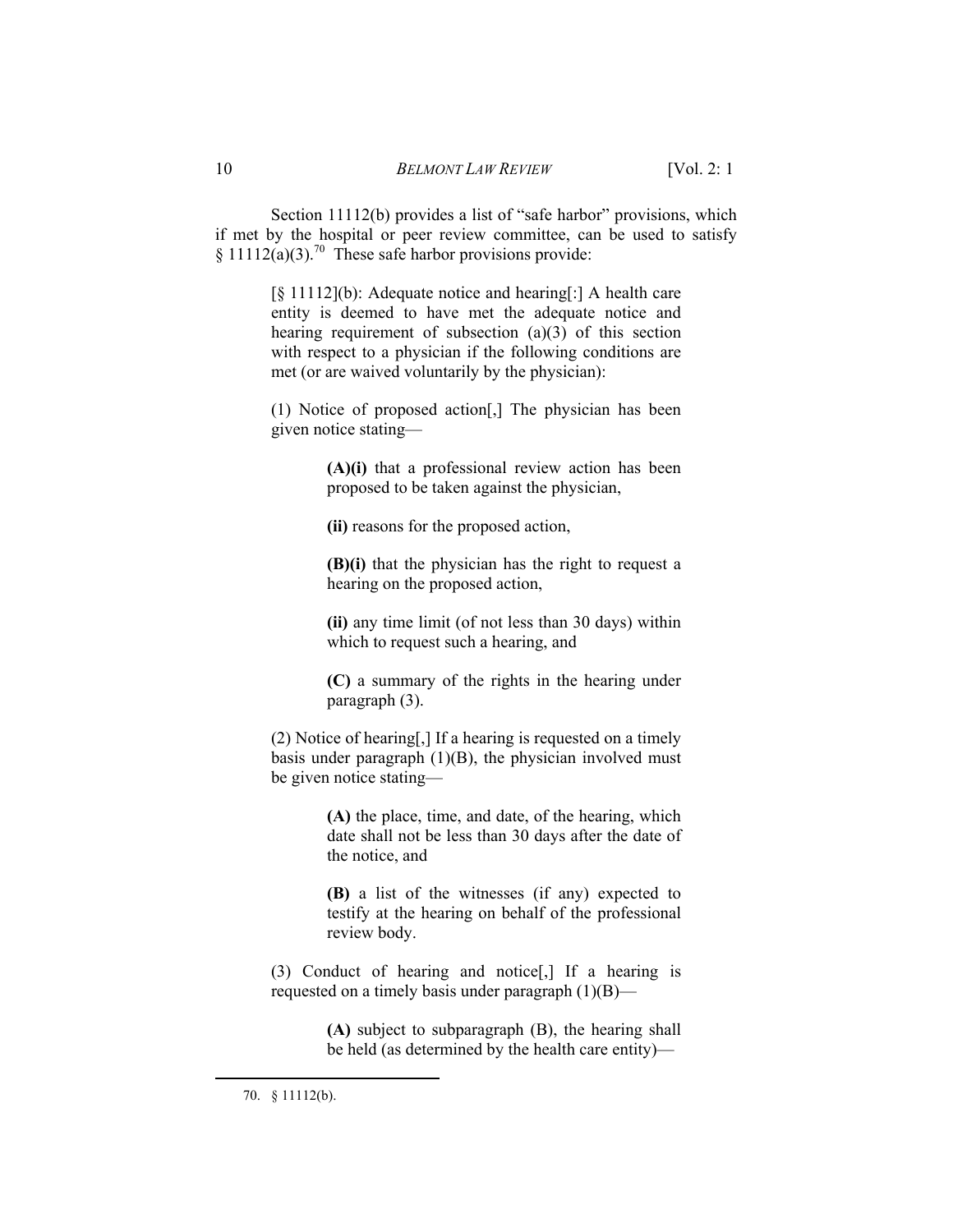Section 11112(b) provides a list of "safe harbor" provisions, which if met by the hospital or peer review committee, can be used to satisfy § 11112(a)(3).[70] These safe harbor provisions provide:

> [§ 11112](b): Adequate notice and hearing[:] A health care entity is deemed to have met the adequate notice and hearing requirement of subsection (a)(3) of this section with respect to a physician if the following conditions are met (or are waived voluntarily by the physician):
>
> (1) Notice of proposed action[,] The physician has been given notice stating—
>
> > **(A)(i)** that a professional review action has been proposed to be taken against the physician,
> >
> > **(ii)** reasons for the proposed action,
> >
> > **(B)(i)** that the physician has the right to request a hearing on the proposed action,
> >
> > **(ii)** any time limit (of not less than 30 days) within which to request such a hearing, and
> >
> > **(C)** a summary of the rights in the hearing under paragraph (3).
>
> (2) Notice of hearing[,] If a hearing is requested on a timely basis under paragraph (1)(B), the physician involved must be given notice stating—
>
> > **(A)** the place, time, and date, of the hearing, which date shall not be less than 30 days after the date of the notice, and
> >
> > **(B)** a list of the witnesses (if any) expected to testify at the hearing on behalf of the professional review body.
>
> (3) Conduct of hearing and notice[,] If a hearing is requested on a timely basis under paragraph (1)(B)—
>
> > **(A)** subject to subparagraph (B), the hearing shall be held (as determined by the health care entity)—

---

70. § 11112(b).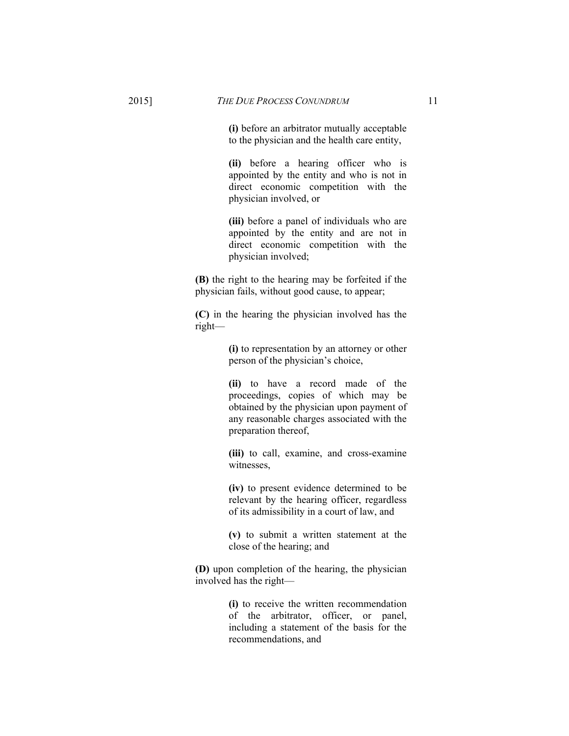**(i)** before an arbitrator mutually acceptable to the physician and the health care entity,

**(ii)** before a hearing officer who is appointed by the entity and who is not in direct economic competition with the physician involved, or

**(iii)** before a panel of individuals who are appointed by the entity and are not in direct economic competition with the physician involved;

**(B)** the right to the hearing may be forfeited if the physician fails, without good cause, to appear;

**(C)** in the hearing the physician involved has the right—

**(i)** to representation by an attorney or other person of the physician's choice,

**(ii)** to have a record made of the proceedings, copies of which may be obtained by the physician upon payment of any reasonable charges associated with the preparation thereof,

**(iii)** to call, examine, and cross-examine witnesses,

**(iv)** to present evidence determined to be relevant by the hearing officer, regardless of its admissibility in a court of law, and

**(v)** to submit a written statement at the close of the hearing; and

**(D)** upon completion of the hearing, the physician involved has the right—

**(i)** to receive the written recommendation of the arbitrator, officer, or panel, including a statement of the basis for the recommendations, and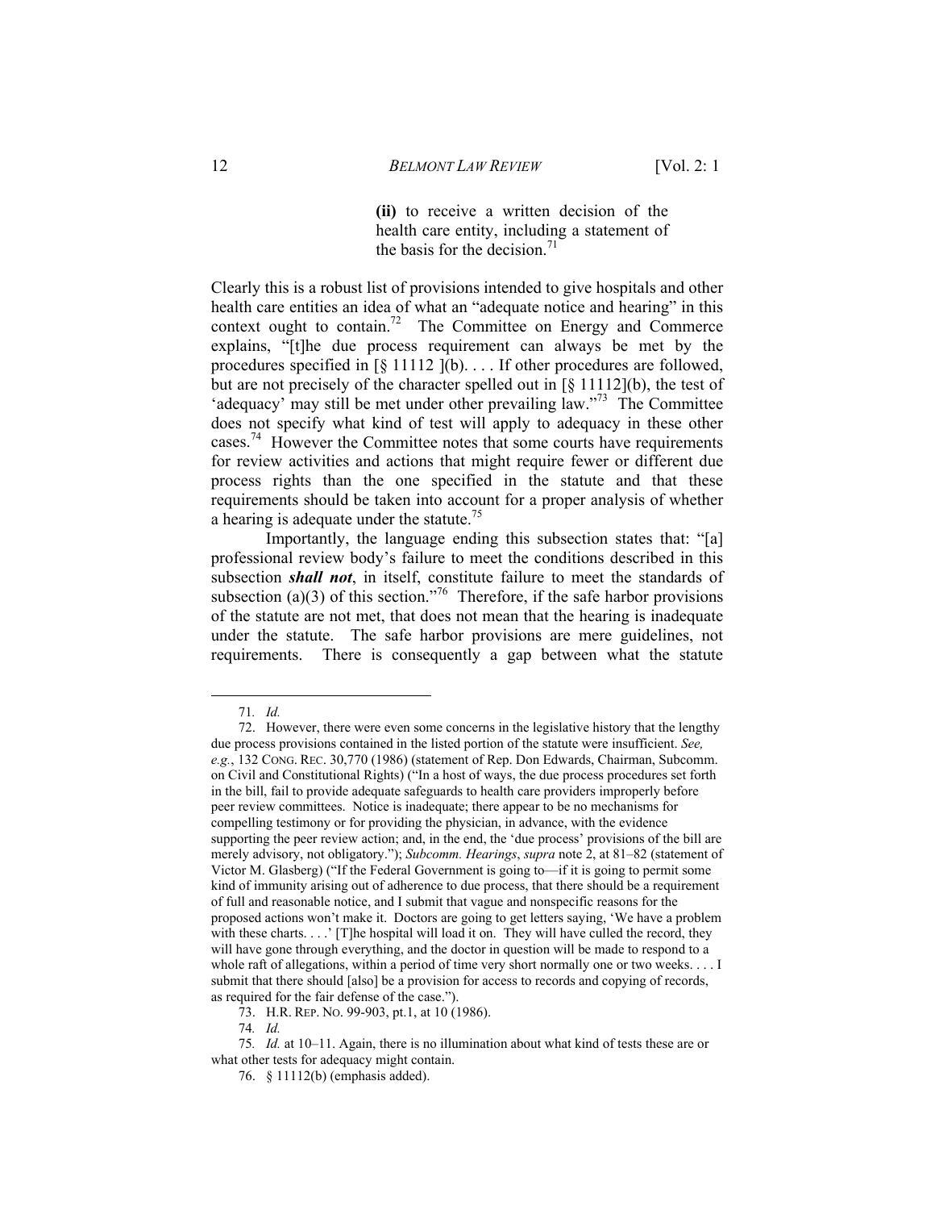> **(ii)** to receive a written decision of the health care entity, including a statement of the basis for the decision.[71]

Clearly this is a robust list of provisions intended to give hospitals and other health care entities an idea of what an "adequate notice and hearing" in this context ought to contain.[72] The Committee on Energy and Commerce explains, "[t]he due process requirement can always be met by the procedures specified in [§ 11112 ](b). . . . If other procedures are followed, but are not precisely of the character spelled out in [§ 11112](b), the test of 'adequacy' may still be met under other prevailing law."[73] The Committee does not specify what kind of test will apply to adequacy in these other cases.[74] However the Committee notes that some courts have requirements for review activities and actions that might require fewer or different due process rights than the one specified in the statute and that these requirements should be taken into account for a proper analysis of whether a hearing is adequate under the statute.[75]

Importantly, the language ending this subsection states that: "[a] professional review body's failure to meet the conditions described in this subsection ***shall not***, in itself, constitute failure to meet the standards of subsection (a)(3) of this section."[76] Therefore, if the safe harbor provisions of the statute are not met, that does not mean that the hearing is inadequate under the statute. The safe harbor provisions are mere guidelines, not requirements. There is consequently a gap between what the statute

---

71. *Id.*

72. However, there were even some concerns in the legislative history that the lengthy due process provisions contained in the listed portion of the statute were insufficient. *See, e.g.*, 132 CONG. REC. 30,770 (1986) (statement of Rep. Don Edwards, Chairman, Subcomm. on Civil and Constitutional Rights) ("In a host of ways, the due process procedures set forth in the bill, fail to provide adequate safeguards to health care providers improperly before peer review committees. Notice is inadequate; there appear to be no mechanisms for compelling testimony or for providing the physician, in advance, with the evidence supporting the peer review action; and, in the end, the 'due process' provisions of the bill are merely advisory, not obligatory."); *Subcomm. Hearings*, *supra* note 2, at 81–82 (statement of Victor M. Glasberg) ("If the Federal Government is going to—if it is going to permit some kind of immunity arising out of adherence to due process, that there should be a requirement of full and reasonable notice, and I submit that vague and nonspecific reasons for the proposed actions won't make it. Doctors are going to get letters saying, 'We have a problem with these charts. . . .' [T]he hospital will load it on. They will have culled the record, they will have gone through everything, and the doctor in question will be made to respond to a whole raft of allegations, within a period of time very short normally one or two weeks. . . . I submit that there should [also] be a provision for access to records and copying of records, as required for the fair defense of the case.").

73. H.R. REP. NO. 99-903, pt.1, at 10 (1986).

74. *Id.*

75. *Id.* at 10–11. Again, there is no illumination about what kind of tests these are or what other tests for adequacy might contain.

76. § 11112(b) (emphasis added).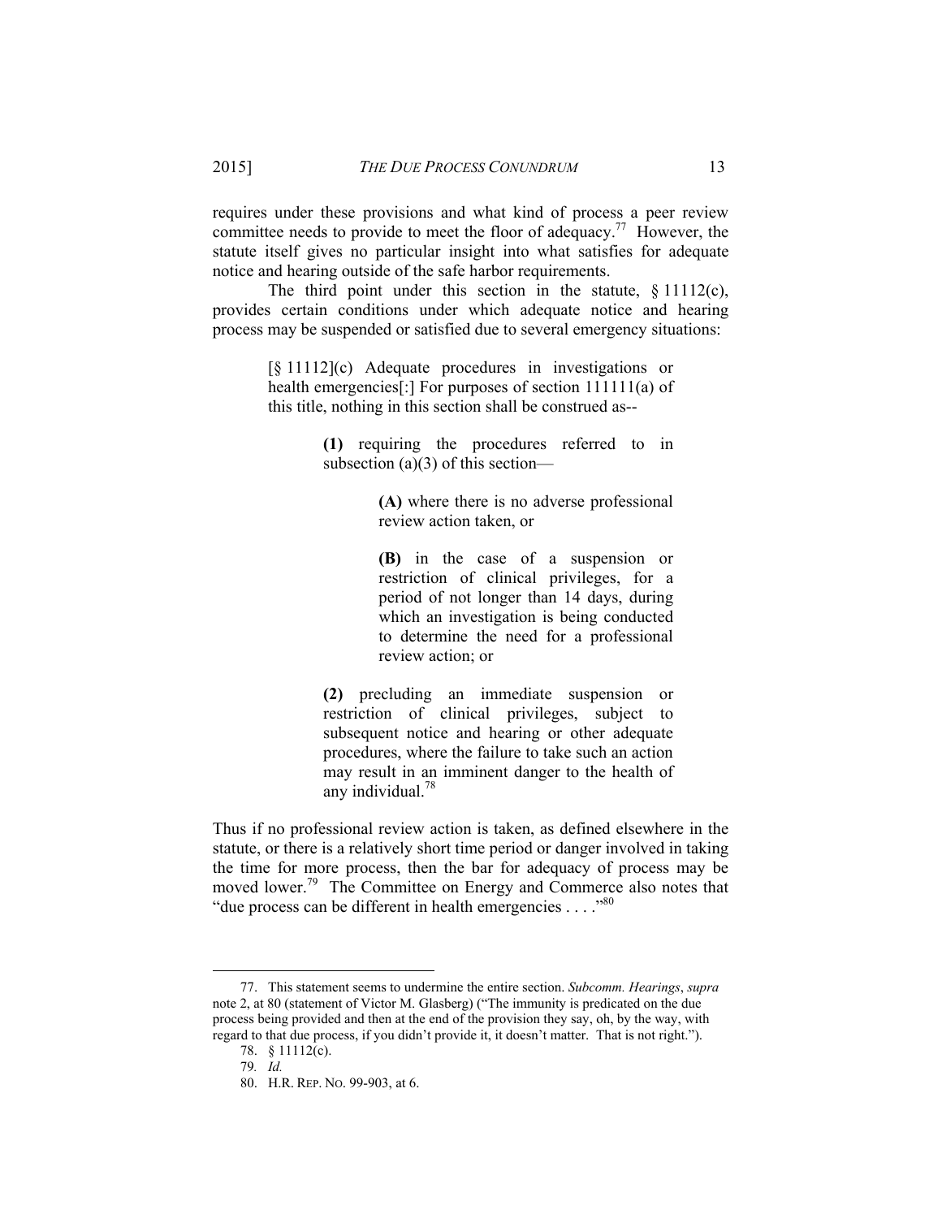requires under these provisions and what kind of process a peer review committee needs to provide to meet the floor of adequacy.[77] However, the statute itself gives no particular insight into what satisfies for adequate notice and hearing outside of the safe harbor requirements.

The third point under this section in the statute, § 11112(c), provides certain conditions under which adequate notice and hearing process may be suspended or satisfied due to several emergency situations:

> [§ 11112](c) Adequate procedures in investigations or health emergencies[:] For purposes of section 111111(a) of this title, nothing in this section shall be construed as--
>
> > **(1)** requiring the procedures referred to in subsection (a)(3) of this section—
> >
> > > **(A)** where there is no adverse professional review action taken, or
> > >
> > > **(B)** in the case of a suspension or restriction of clinical privileges, for a period of not longer than 14 days, during which an investigation is being conducted to determine the need for a professional review action; or
> >
> > **(2)** precluding an immediate suspension or restriction of clinical privileges, subject to subsequent notice and hearing or other adequate procedures, where the failure to take such an action may result in an imminent danger to the health of any individual.[78]

Thus if no professional review action is taken, as defined elsewhere in the statute, or there is a relatively short time period or danger involved in taking the time for more process, then the bar for adequacy of process may be moved lower.[79] The Committee on Energy and Commerce also notes that "due process can be different in health emergencies . . . ."[80]

---

77. This statement seems to undermine the entire section. *Subcomm. Hearings*, *supra* note 2, at 80 (statement of Victor M. Glasberg) ("The immunity is predicated on the due process being provided and then at the end of the provision they say, oh, by the way, with regard to that due process, if you didn't provide it, it doesn't matter. That is not right.").

78. § 11112(c).

79. *Id.*

80. H.R. REP. NO. 99-903, at 6.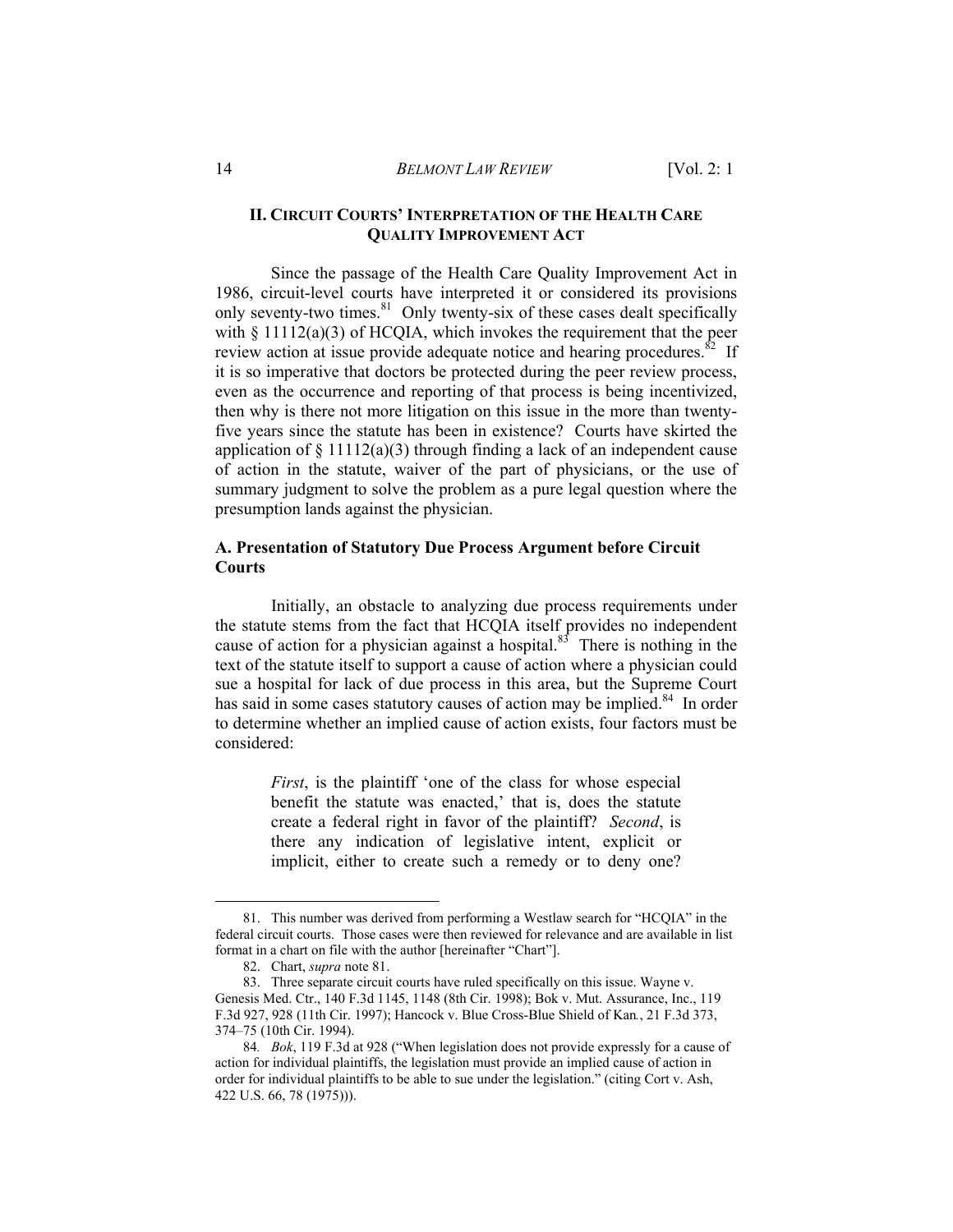## II. CIRCUIT COURTS' INTERPRETATION OF THE HEALTH CARE QUALITY IMPROVEMENT ACT

Since the passage of the Health Care Quality Improvement Act in 1986, circuit-level courts have interpreted it or considered its provisions only seventy-two times.[81] Only twenty-six of these cases dealt specifically with § 11112(a)(3) of HCQIA, which invokes the requirement that the peer review action at issue provide adequate notice and hearing procedures.[82] If it is so imperative that doctors be protected during the peer review process, even as the occurrence and reporting of that process is being incentivized, then why is there not more litigation on this issue in the more than twenty-five years since the statute has been in existence? Courts have skirted the application of § 11112(a)(3) through finding a lack of an independent cause of action in the statute, waiver of the part of physicians, or the use of summary judgment to solve the problem as a pure legal question where the presumption lands against the physician.

### A. Presentation of Statutory Due Process Argument before Circuit Courts

Initially, an obstacle to analyzing due process requirements under the statute stems from the fact that HCQIA itself provides no independent cause of action for a physician against a hospital.[83] There is nothing in the text of the statute itself to support a cause of action where a physician could sue a hospital for lack of due process in this area, but the Supreme Court has said in some cases statutory causes of action may be implied.[84] In order to determine whether an implied cause of action exists, four factors must be considered:

> *First*, is the plaintiff 'one of the class for whose especial benefit the statute was enacted,' that is, does the statute create a federal right in favor of the plaintiff? *Second*, is there any indication of legislative intent, explicit or implicit, either to create such a remedy or to deny one?

---

81. This number was derived from performing a Westlaw search for "HCQIA" in the federal circuit courts. Those cases were then reviewed for relevance and are available in list format in a chart on file with the author [hereinafter "Chart"].

82. Chart, *supra* note 81.

83. Three separate circuit courts have ruled specifically on this issue. Wayne v. Genesis Med. Ctr., 140 F.3d 1145, 1148 (8th Cir. 1998); Bok v. Mut. Assurance, Inc., 119 F.3d 927, 928 (11th Cir. 1997); Hancock v. Blue Cross-Blue Shield of Kan*.*, 21 F.3d 373, 374–75 (10th Cir. 1994).

84. *Bok*, 119 F.3d at 928 ("When legislation does not provide expressly for a cause of action for individual plaintiffs, the legislation must provide an implied cause of action in order for individual plaintiffs to be able to sue under the legislation." (citing Cort v. Ash, 422 U.S. 66, 78 (1975))).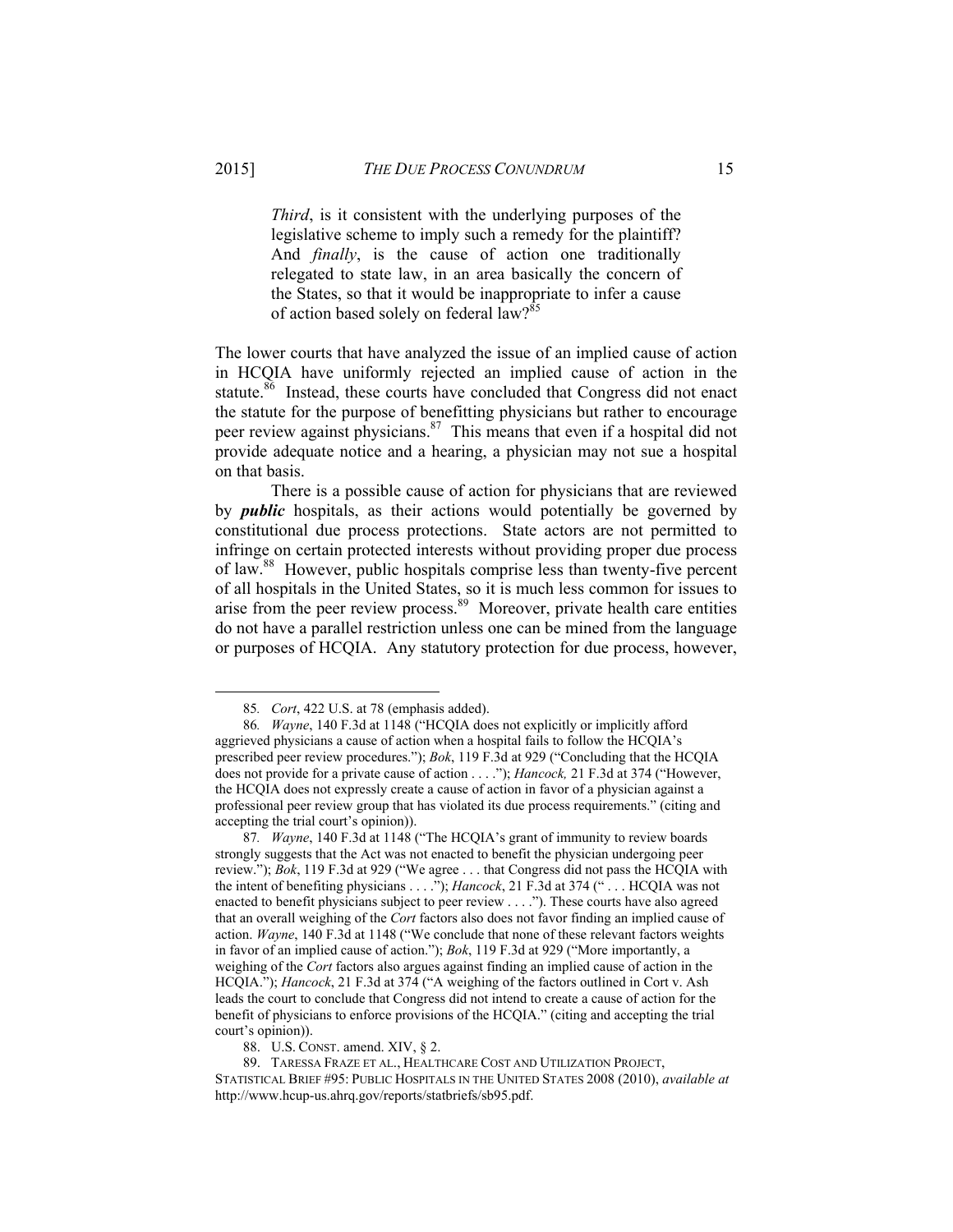> *Third*, is it consistent with the underlying purposes of the legislative scheme to imply such a remedy for the plaintiff? And *finally*, is the cause of action one traditionally relegated to state law, in an area basically the concern of the States, so that it would be inappropriate to infer a cause of action based solely on federal law?[85]

The lower courts that have analyzed the issue of an implied cause of action in HCQIA have uniformly rejected an implied cause of action in the statute.[86] Instead, these courts have concluded that Congress did not enact the statute for the purpose of benefitting physicians but rather to encourage peer review against physicians.[87] This means that even if a hospital did not provide adequate notice and a hearing, a physician may not sue a hospital on that basis.

There is a possible cause of action for physicians that are reviewed by ***public*** hospitals, as their actions would potentially be governed by constitutional due process protections. State actors are not permitted to infringe on certain protected interests without providing proper due process of law.[88] However, public hospitals comprise less than twenty-five percent of all hospitals in the United States, so it is much less common for issues to arise from the peer review process.[89] Moreover, private health care entities do not have a parallel restriction unless one can be mined from the language or purposes of HCQIA. Any statutory protection for due process, however,

---

85. *Cort*, 422 U.S. at 78 (emphasis added).

86. *Wayne*, 140 F.3d at 1148 ("HCQIA does not explicitly or implicitly afford aggrieved physicians a cause of action when a hospital fails to follow the HCQIA's prescribed peer review procedures."); *Bok*, 119 F.3d at 929 ("Concluding that the HCQIA does not provide for a private cause of action . . . ."); *Hancock,* 21 F.3d at 374 ("However, the HCQIA does not expressly create a cause of action in favor of a physician against a professional peer review group that has violated its due process requirements." (citing and accepting the trial court's opinion)).

87. *Wayne*, 140 F.3d at 1148 ("The HCQIA's grant of immunity to review boards strongly suggests that the Act was not enacted to benefit the physician undergoing peer review."); *Bok*, 119 F.3d at 929 ("We agree . . . that Congress did not pass the HCQIA with the intent of benefiting physicians . . . ."); *Hancock*, 21 F.3d at 374 (" . . . HCQIA was not enacted to benefit physicians subject to peer review . . . ."). These courts have also agreed that an overall weighing of the *Cort* factors also does not favor finding an implied cause of action. *Wayne*, 140 F.3d at 1148 ("We conclude that none of these relevant factors weights in favor of an implied cause of action."); *Bok*, 119 F.3d at 929 ("More importantly, a weighing of the *Cort* factors also argues against finding an implied cause of action in the HCQIA."); *Hancock*, 21 F.3d at 374 ("A weighing of the factors outlined in Cort v. Ash leads the court to conclude that Congress did not intend to create a cause of action for the benefit of physicians to enforce provisions of the HCQIA." (citing and accepting the trial court's opinion)).

88. U.S. CONST. amend. XIV, § 2.

89. TARESSA FRAZE ET AL., HEALTHCARE COST AND UTILIZATION PROJECT, STATISTICAL BRIEF #95: PUBLIC HOSPITALS IN THE UNITED STATES 2008 (2010), *available at* http://www.hcup-us.ahrq.gov/reports/statbriefs/sb95.pdf.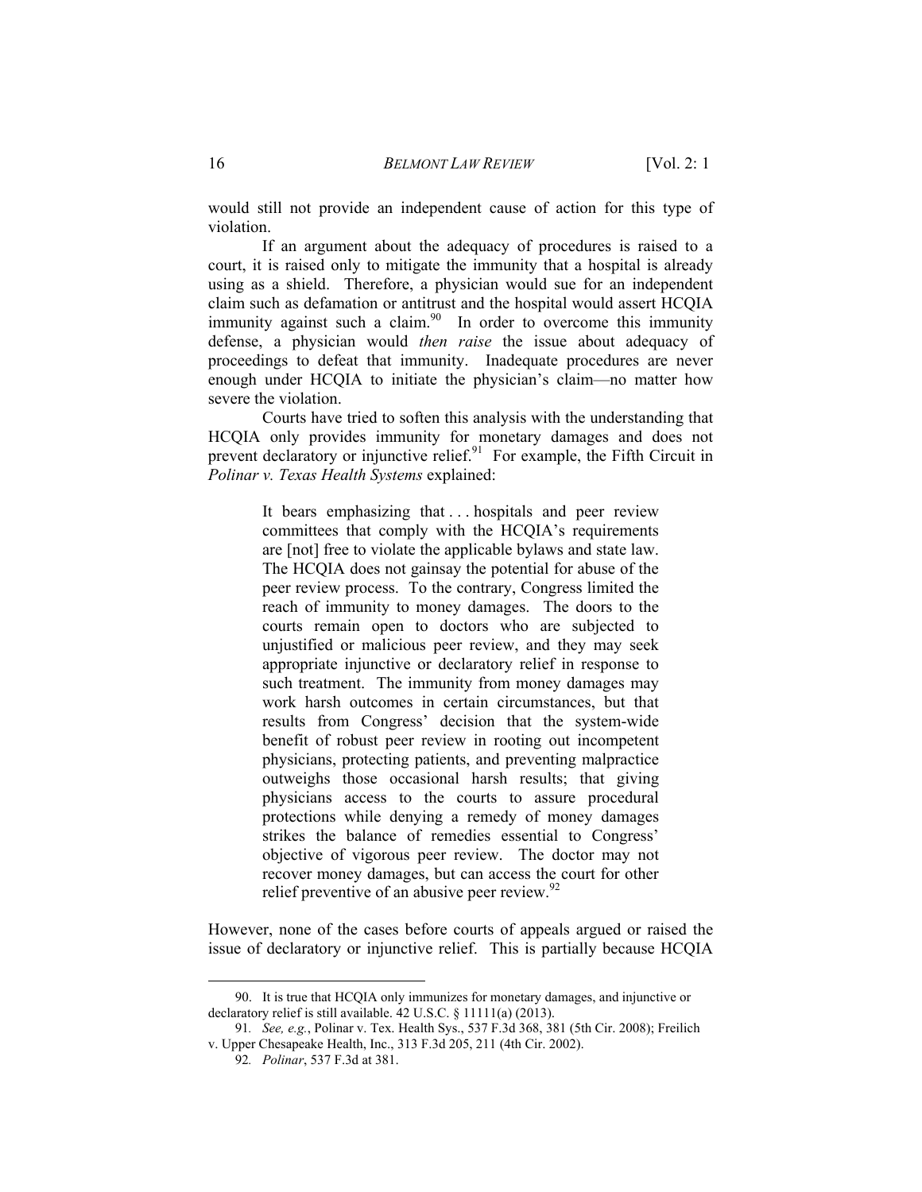would still not provide an independent cause of action for this type of violation.

If an argument about the adequacy of procedures is raised to a court, it is raised only to mitigate the immunity that a hospital is already using as a shield. Therefore, a physician would sue for an independent claim such as defamation or antitrust and the hospital would assert HCQIA immunity against such a claim.[90] In order to overcome this immunity defense, a physician would *then raise* the issue about adequacy of proceedings to defeat that immunity. Inadequate procedures are never enough under HCQIA to initiate the physician's claim—no matter how severe the violation.

Courts have tried to soften this analysis with the understanding that HCQIA only provides immunity for monetary damages and does not prevent declaratory or injunctive relief.[91] For example, the Fifth Circuit in *Polinar v. Texas Health Systems* explained:

> It bears emphasizing that . . . hospitals and peer review committees that comply with the HCQIA's requirements are [not] free to violate the applicable bylaws and state law. The HCQIA does not gainsay the potential for abuse of the peer review process. To the contrary, Congress limited the reach of immunity to money damages. The doors to the courts remain open to doctors who are subjected to unjustified or malicious peer review, and they may seek appropriate injunctive or declaratory relief in response to such treatment. The immunity from money damages may work harsh outcomes in certain circumstances, but that results from Congress' decision that the system-wide benefit of robust peer review in rooting out incompetent physicians, protecting patients, and preventing malpractice outweighs those occasional harsh results; that giving physicians access to the courts to assure procedural protections while denying a remedy of money damages strikes the balance of remedies essential to Congress' objective of vigorous peer review. The doctor may not recover money damages, but can access the court for other relief preventive of an abusive peer review.[92]

However, none of the cases before courts of appeals argued or raised the issue of declaratory or injunctive relief. This is partially because HCQIA

---

90. It is true that HCQIA only immunizes for monetary damages, and injunctive or declaratory relief is still available. 42 U.S.C. § 11111(a) (2013).

91. *See, e.g.*, Polinar v. Tex. Health Sys., 537 F.3d 368, 381 (5th Cir. 2008); Freilich v. Upper Chesapeake Health, Inc., 313 F.3d 205, 211 (4th Cir. 2002).

92. *Polinar*, 537 F.3d at 381.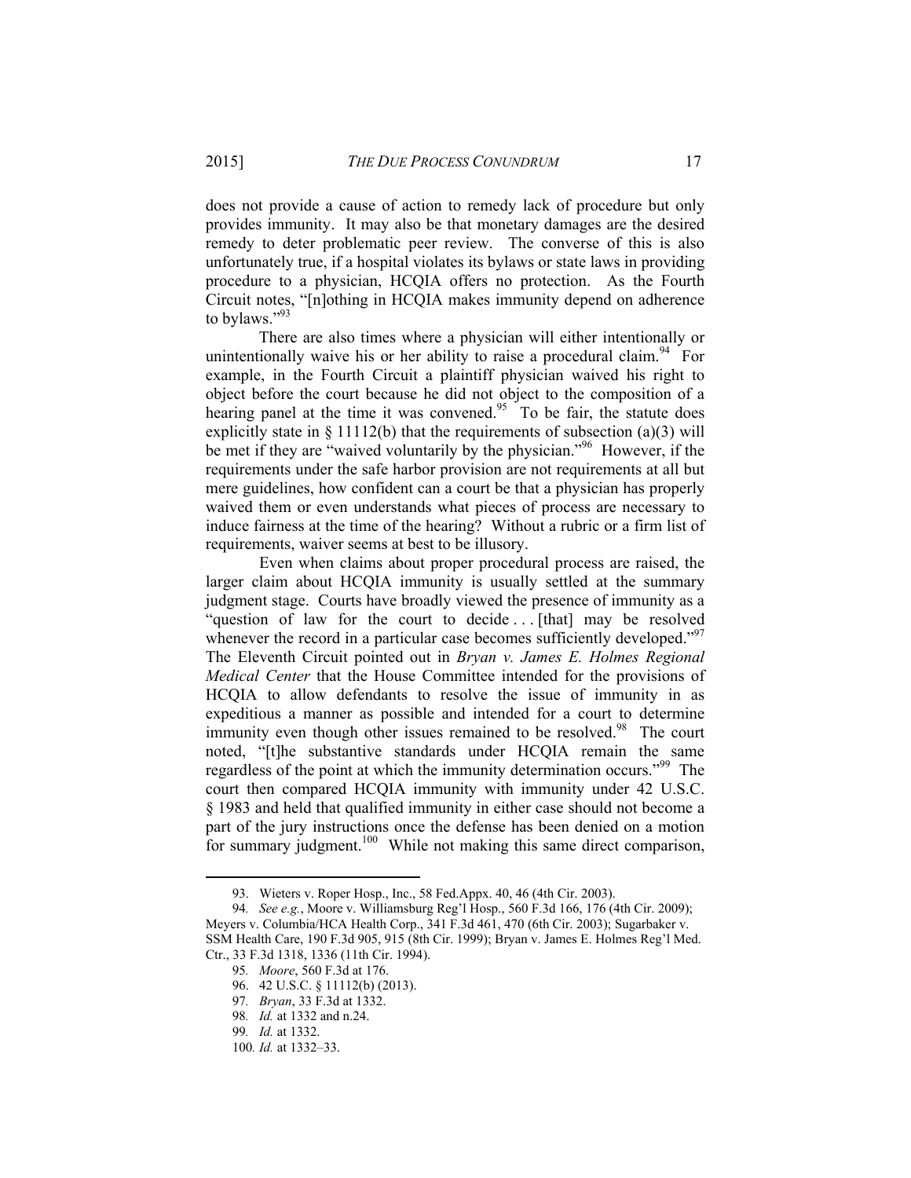does not provide a cause of action to remedy lack of procedure but only provides immunity. It may also be that monetary damages are the desired remedy to deter problematic peer review. The converse of this is also unfortunately true, if a hospital violates its bylaws or state laws in providing procedure to a physician, HCQIA offers no protection. As the Fourth Circuit notes, "[n]othing in HCQIA makes immunity depend on adherence to bylaws."[93]

There are also times where a physician will either intentionally or unintentionally waive his or her ability to raise a procedural claim.[94] For example, in the Fourth Circuit a plaintiff physician waived his right to object before the court because he did not object to the composition of a hearing panel at the time it was convened.[95] To be fair, the statute does explicitly state in § 11112(b) that the requirements of subsection (a)(3) will be met if they are "waived voluntarily by the physician."[96] However, if the requirements under the safe harbor provision are not requirements at all but mere guidelines, how confident can a court be that a physician has properly waived them or even understands what pieces of process are necessary to induce fairness at the time of the hearing? Without a rubric or a firm list of requirements, waiver seems at best to be illusory.

Even when claims about proper procedural process are raised, the larger claim about HCQIA immunity is usually settled at the summary judgment stage. Courts have broadly viewed the presence of immunity as a "question of law for the court to decide . . . [that] may be resolved whenever the record in a particular case becomes sufficiently developed."[97] The Eleventh Circuit pointed out in *Bryan v. James E. Holmes Regional Medical Center* that the House Committee intended for the provisions of HCQIA to allow defendants to resolve the issue of immunity in as expeditious a manner as possible and intended for a court to determine immunity even though other issues remained to be resolved.[98] The court noted, "[t]he substantive standards under HCQIA remain the same regardless of the point at which the immunity determination occurs."[99] The court then compared HCQIA immunity with immunity under 42 U.S.C. § 1983 and held that qualified immunity in either case should not become a part of the jury instructions once the defense has been denied on a motion for summary judgment.[100] While not making this same direct comparison,

---

93. Wieters v. Roper Hosp., Inc., 58 Fed.Appx. 40, 46 (4th Cir. 2003).

94. *See e.g.*, Moore v. Williamsburg Reg'l Hosp., 560 F.3d 166, 176 (4th Cir. 2009); Meyers v. Columbia/HCA Health Corp., 341 F.3d 461, 470 (6th Cir. 2003); Sugarbaker v. SSM Health Care, 190 F.3d 905, 915 (8th Cir. 1999); Bryan v. James E. Holmes Reg'l Med. Ctr., 33 F.3d 1318, 1336 (11th Cir. 1994).

95. *Moore*, 560 F.3d at 176.

96. 42 U.S.C. § 11112(b) (2013).

97. *Bryan*, 33 F.3d at 1332.

98. *Id.* at 1332 and n.24.

99. *Id.* at 1332.

100. *Id.* at 1332–33.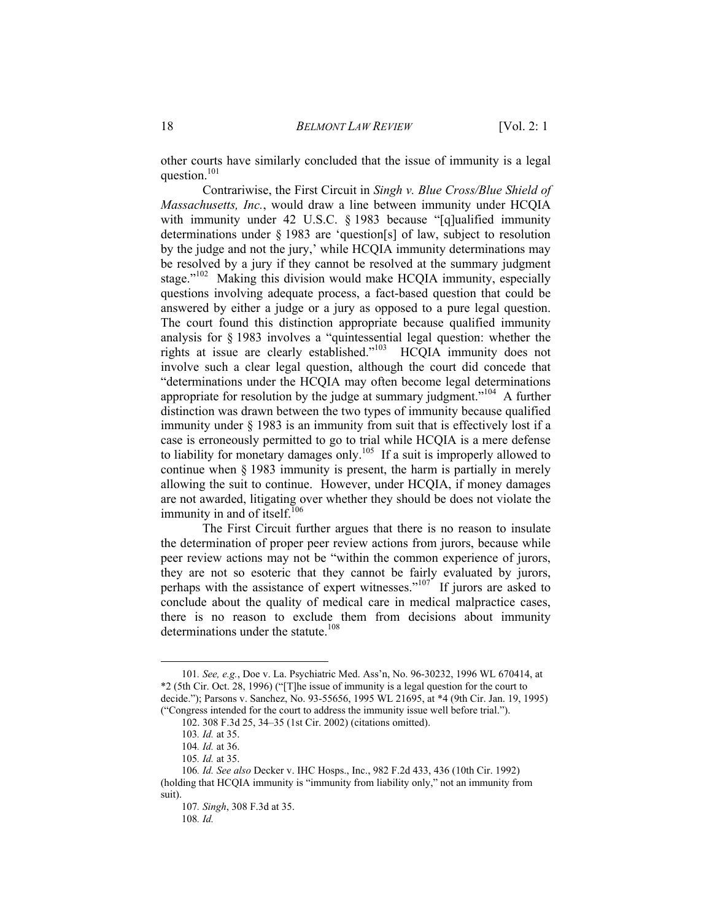other courts have similarly concluded that the issue of immunity is a legal question.[101]

Contrariwise, the First Circuit in *Singh v. Blue Cross/Blue Shield of Massachusetts, Inc.*, would draw a line between immunity under HCQIA with immunity under 42 U.S.C. § 1983 because "[q]ualified immunity determinations under § 1983 are 'question[s] of law, subject to resolution by the judge and not the jury,' while HCQIA immunity determinations may be resolved by a jury if they cannot be resolved at the summary judgment stage."[102] Making this division would make HCQIA immunity, especially questions involving adequate process, a fact-based question that could be answered by either a judge or a jury as opposed to a pure legal question. The court found this distinction appropriate because qualified immunity analysis for § 1983 involves a "quintessential legal question: whether the rights at issue are clearly established."[103] HCQIA immunity does not involve such a clear legal question, although the court did concede that "determinations under the HCQIA may often become legal determinations appropriate for resolution by the judge at summary judgment."[104] A further distinction was drawn between the two types of immunity because qualified immunity under § 1983 is an immunity from suit that is effectively lost if a case is erroneously permitted to go to trial while HCQIA is a mere defense to liability for monetary damages only.[105] If a suit is improperly allowed to continue when § 1983 immunity is present, the harm is partially in merely allowing the suit to continue. However, under HCQIA, if money damages are not awarded, litigating over whether they should be does not violate the immunity in and of itself.[106]

The First Circuit further argues that there is no reason to insulate the determination of proper peer review actions from jurors, because while peer review actions may not be "within the common experience of jurors, they are not so esoteric that they cannot be fairly evaluated by jurors, perhaps with the assistance of expert witnesses."[107] If jurors are asked to conclude about the quality of medical care in medical malpractice cases, there is no reason to exclude them from decisions about immunity determinations under the statute.[108]

---

101. *See, e.g.*, Doe v. La. Psychiatric Med. Ass'n, No. 96-30232, 1996 WL 670414, at *2 (5th Cir. Oct. 28, 1996) ("[T]he issue of immunity is a legal question for the court to decide."); Parsons v. Sanchez, No. 93-55656, 1995 WL 21695, at *4 (9th Cir. Jan. 19, 1995) ("Congress intended for the court to address the immunity issue well before trial.").

102. 308 F.3d 25, 34–35 (1st Cir. 2002) (citations omitted).

103. *Id.* at 35.

104. *Id.* at 36.

105. *Id.* at 35.

106. *Id. See also* Decker v. IHC Hosps., Inc., 982 F.2d 433, 436 (10th Cir. 1992) (holding that HCQIA immunity is "immunity from liability only," not an immunity from suit).

107. *Singh*, 308 F.3d at 35.

108. *Id.*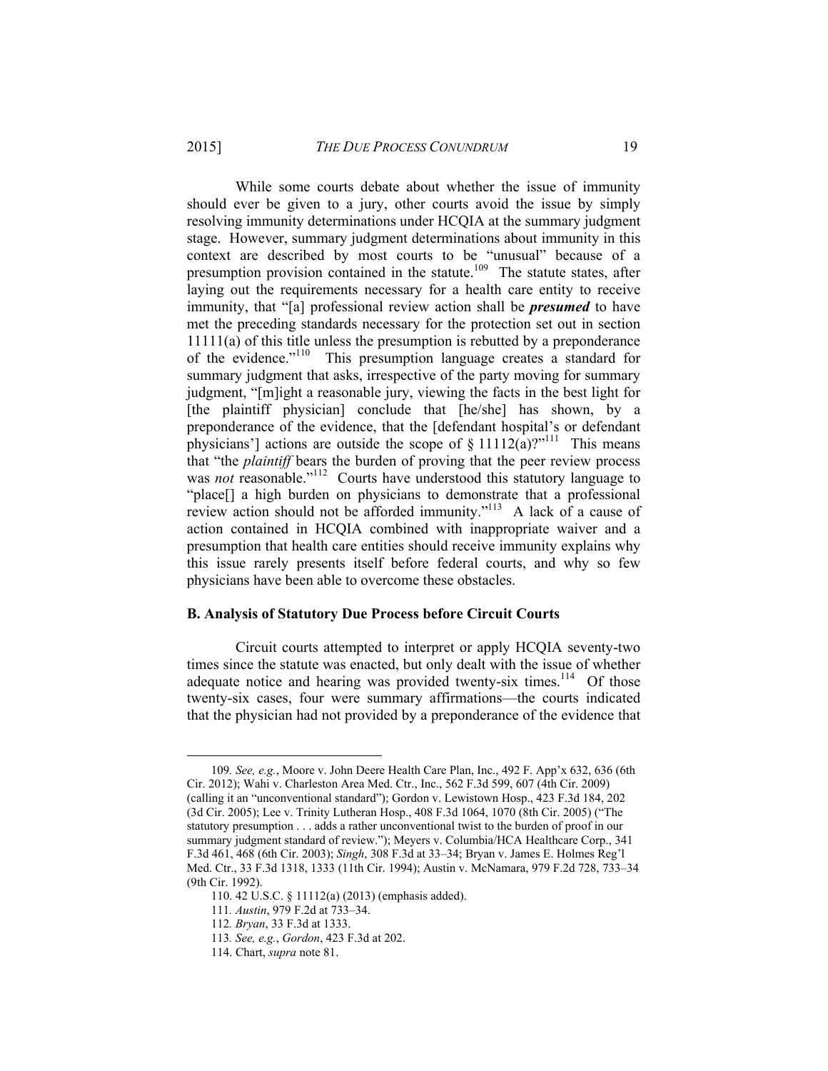While some courts debate about whether the issue of immunity should ever be given to a jury, other courts avoid the issue by simply resolving immunity determinations under HCQIA at the summary judgment stage. However, summary judgment determinations about immunity in this context are described by most courts to be "unusual" because of a presumption provision contained in the statute.[109] The statute states, after laying out the requirements necessary for a health care entity to receive immunity, that "[a] professional review action shall be ***presumed*** to have met the preceding standards necessary for the protection set out in section 11111(a) of this title unless the presumption is rebutted by a preponderance of the evidence."[110] This presumption language creates a standard for summary judgment that asks, irrespective of the party moving for summary judgment, "[m]ight a reasonable jury, viewing the facts in the best light for [the plaintiff physician] conclude that [he/she] has shown, by a preponderance of the evidence, that the [defendant hospital's or defendant physicians'] actions are outside the scope of § 11112(a)?"[111] This means that "the *plaintiff* bears the burden of proving that the peer review process was *not* reasonable."[112] Courts have understood this statutory language to "place[] a high burden on physicians to demonstrate that a professional review action should not be afforded immunity."[113] A lack of a cause of action contained in HCQIA combined with inappropriate waiver and a presumption that health care entities should receive immunity explains why this issue rarely presents itself before federal courts, and why so few physicians have been able to overcome these obstacles.

### B. Analysis of Statutory Due Process before Circuit Courts

Circuit courts attempted to interpret or apply HCQIA seventy-two times since the statute was enacted, but only dealt with the issue of whether adequate notice and hearing was provided twenty-six times.[114] Of those twenty-six cases, four were summary affirmations—the courts indicated that the physician had not provided by a preponderance of the evidence that

---

109. *See, e.g.*, Moore v. John Deere Health Care Plan, Inc., 492 F. App'x 632, 636 (6th Cir. 2012); Wahi v. Charleston Area Med. Ctr., Inc., 562 F.3d 599, 607 (4th Cir. 2009) (calling it an "unconventional standard"); Gordon v. Lewistown Hosp., 423 F.3d 184, 202 (3d Cir. 2005); Lee v. Trinity Lutheran Hosp., 408 F.3d 1064, 1070 (8th Cir. 2005) ("The statutory presumption . . . adds a rather unconventional twist to the burden of proof in our summary judgment standard of review."); Meyers v. Columbia/HCA Healthcare Corp., 341 F.3d 461, 468 (6th Cir. 2003); *Singh*, 308 F.3d at 33–34; Bryan v. James E. Holmes Reg'l Med. Ctr., 33 F.3d 1318, 1333 (11th Cir. 1994); Austin v. McNamara, 979 F.2d 728, 733–34 (9th Cir. 1992).

110. 42 U.S.C. § 11112(a) (2013) (emphasis added).

111. *Austin*, 979 F.2d at 733–34.

112. *Bryan*, 33 F.3d at 1333.

113. *See, e.g.*, *Gordon*, 423 F.3d at 202.

114. Chart, *supra* note 81.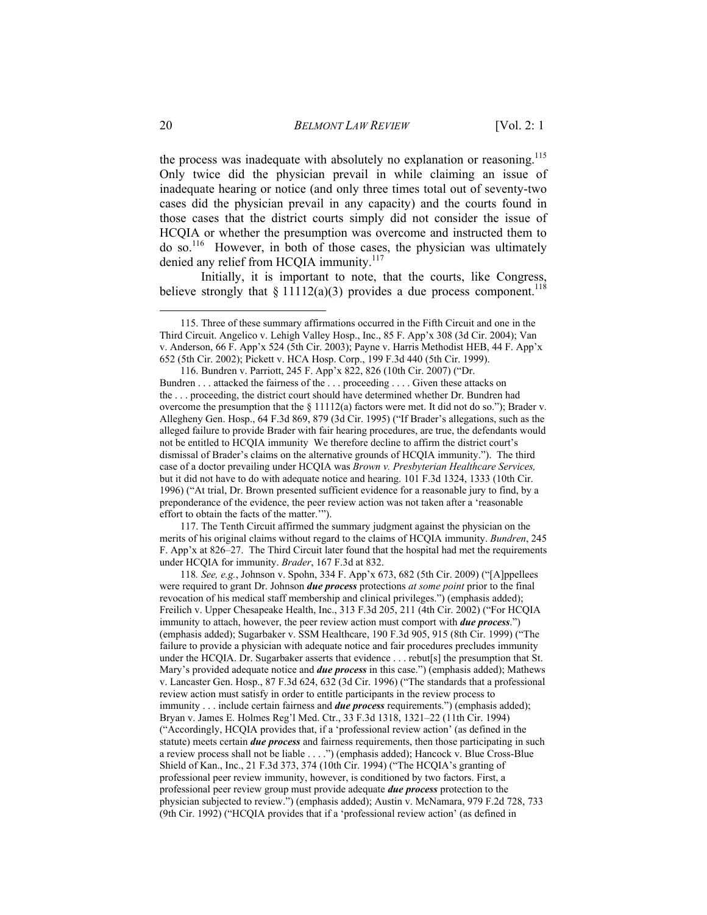the process was inadequate with absolutely no explanation or reasoning.[115] Only twice did the physician prevail in while claiming an issue of inadequate hearing or notice (and only three times total out of seventy-two cases did the physician prevail in any capacity) and the courts found in those cases that the district courts simply did not consider the issue of HCQIA or whether the presumption was overcome and instructed them to do so.[116] However, in both of those cases, the physician was ultimately denied any relief from HCQIA immunity.[117]

Initially, it is important to note, that the courts, like Congress, believe strongly that § 11112(a)(3) provides a due process component.[118]

---

115. Three of these summary affirmations occurred in the Fifth Circuit and one in the Third Circuit. Angelico v. Lehigh Valley Hosp., Inc., 85 F. App'x 308 (3d Cir. 2004); Van v. Anderson, 66 F. App'x 524 (5th Cir. 2003); Payne v. Harris Methodist HEB, 44 F. App'x 652 (5th Cir. 2002); Pickett v. HCA Hosp. Corp., 199 F.3d 440 (5th Cir. 1999).

116. Bundren v. Parriott, 245 F. App'x 822, 826 (10th Cir. 2007) ("Dr. Bundren . . . attacked the fairness of the . . . proceeding . . . . Given these attacks on the . . . proceeding, the district court should have determined whether Dr. Bundren had overcome the presumption that the § 11112(a) factors were met. It did not do so."); Brader v. Allegheny Gen. Hosp., 64 F.3d 869, 879 (3d Cir. 1995) ("If Brader's allegations, such as the alleged failure to provide Brader with fair hearing procedures, are true, the defendants would not be entitled to HCQIA immunity We therefore decline to affirm the district court's dismissal of Brader's claims on the alternative grounds of HCQIA immunity."). The third case of a doctor prevailing under HCQIA was *Brown v. Presbyterian Healthcare Services,* but it did not have to do with adequate notice and hearing. 101 F.3d 1324, 1333 (10th Cir. 1996) ("At trial, Dr. Brown presented sufficient evidence for a reasonable jury to find, by a preponderance of the evidence, the peer review action was not taken after a 'reasonable effort to obtain the facts of the matter.'").

117. The Tenth Circuit affirmed the summary judgment against the physician on the merits of his original claims without regard to the claims of HCQIA immunity. *Bundren*, 245 F. App'x at 826–27. The Third Circuit later found that the hospital had met the requirements under HCQIA for immunity. *Brader*, 167 F.3d at 832.

118. *See, e.g.*, Johnson v. Spohn, 334 F. App'x 673, 682 (5th Cir. 2009) ("[A]ppellees were required to grant Dr. Johnson ***due process*** protections *at some point* prior to the final revocation of his medical staff membership and clinical privileges.") (emphasis added); Freilich v. Upper Chesapeake Health, Inc., 313 F.3d 205, 211 (4th Cir. 2002) ("For HCQIA immunity to attach, however, the peer review action must comport with ***due process***.") (emphasis added); Sugarbaker v. SSM Healthcare, 190 F.3d 905, 915 (8th Cir. 1999) ("The failure to provide a physician with adequate notice and fair procedures precludes immunity under the HCQIA. Dr. Sugarbaker asserts that evidence . . . rebut[s] the presumption that St. Mary's provided adequate notice and ***due process*** in this case.") (emphasis added); Mathews v. Lancaster Gen. Hosp., 87 F.3d 624, 632 (3d Cir. 1996) ("The standards that a professional review action must satisfy in order to entitle participants in the review process to immunity . . . include certain fairness and ***due process*** requirements.") (emphasis added); Bryan v. James E. Holmes Reg'l Med. Ctr., 33 F.3d 1318, 1321–22 (11th Cir. 1994) ("Accordingly, HCQIA provides that, if a 'professional review action' (as defined in the statute) meets certain ***due process*** and fairness requirements, then those participating in such a review process shall not be liable . . . .") (emphasis added); Hancock v. Blue Cross-Blue Shield of Kan., Inc., 21 F.3d 373, 374 (10th Cir. 1994) ("The HCQIA's granting of professional peer review immunity, however, is conditioned by two factors. First, a professional peer review group must provide adequate ***due process*** protection to the physician subjected to review.") (emphasis added); Austin v. McNamara, 979 F.2d 728, 733 (9th Cir. 1992) ("HCQIA provides that if a 'professional review action' (as defined in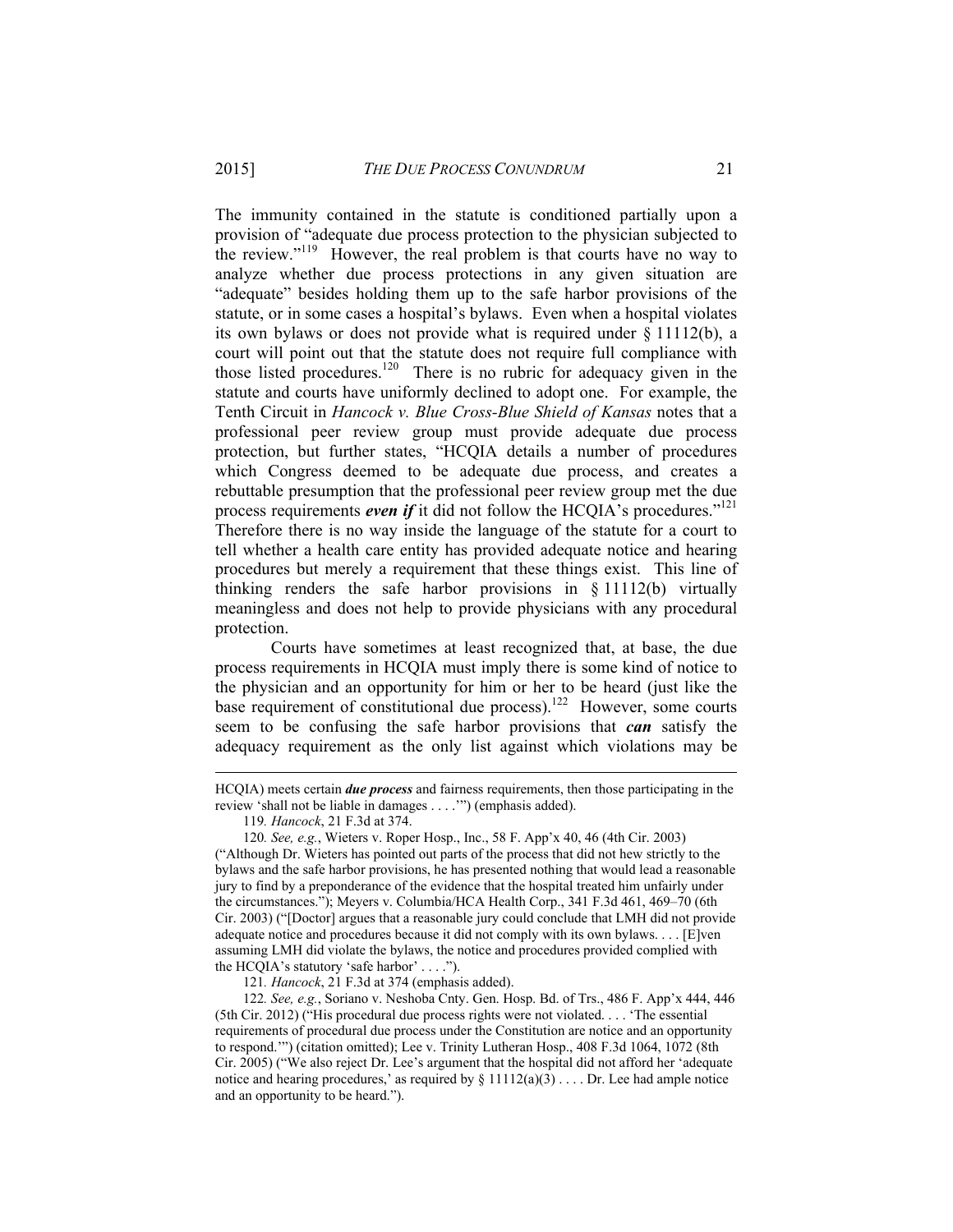The immunity contained in the statute is conditioned partially upon a provision of "adequate due process protection to the physician subjected to the review."[119] However, the real problem is that courts have no way to analyze whether due process protections in any given situation are "adequate" besides holding them up to the safe harbor provisions of the statute, or in some cases a hospital's bylaws. Even when a hospital violates its own bylaws or does not provide what is required under § 11112(b), a court will point out that the statute does not require full compliance with those listed procedures.[120] There is no rubric for adequacy given in the statute and courts have uniformly declined to adopt one. For example, the Tenth Circuit in *Hancock v. Blue Cross-Blue Shield of Kansas* notes that a professional peer review group must provide adequate due process protection, but further states, "HCQIA details a number of procedures which Congress deemed to be adequate due process, and creates a rebuttable presumption that the professional peer review group met the due process requirements ***even if*** it did not follow the HCQIA's procedures."[121] Therefore there is no way inside the language of the statute for a court to tell whether a health care entity has provided adequate notice and hearing procedures but merely a requirement that these things exist. This line of thinking renders the safe harbor provisions in § 11112(b) virtually meaningless and does not help to provide physicians with any procedural protection.

Courts have sometimes at least recognized that, at base, the due process requirements in HCQIA must imply there is some kind of notice to the physician and an opportunity for him or her to be heard (just like the base requirement of constitutional due process).[122] However, some courts seem to be confusing the safe harbor provisions that ***can*** satisfy the adequacy requirement as the only list against which violations may be

---

HCQIA) meets certain ***due process*** and fairness requirements, then those participating in the review 'shall not be liable in damages . . . .'") (emphasis added).

119. *Hancock*, 21 F.3d at 374.

120. *See, e.g.*, Wieters v. Roper Hosp., Inc., 58 F. App'x 40, 46 (4th Cir. 2003) ("Although Dr. Wieters has pointed out parts of the process that did not hew strictly to the bylaws and the safe harbor provisions, he has presented nothing that would lead a reasonable jury to find by a preponderance of the evidence that the hospital treated him unfairly under the circumstances."); Meyers v. Columbia/HCA Health Corp., 341 F.3d 461, 469–70 (6th Cir. 2003) ("[Doctor] argues that a reasonable jury could conclude that LMH did not provide adequate notice and procedures because it did not comply with its own bylaws. . . . [E]ven assuming LMH did violate the bylaws, the notice and procedures provided complied with the HCQIA's statutory 'safe harbor' . . . .").

121. *Hancock*, 21 F.3d at 374 (emphasis added).

122. *See, e.g.*, Soriano v. Neshoba Cnty. Gen. Hosp. Bd. of Trs., 486 F. App'x 444, 446 (5th Cir. 2012) ("His procedural due process rights were not violated. . . . 'The essential requirements of procedural due process under the Constitution are notice and an opportunity to respond.'") (citation omitted); Lee v. Trinity Lutheran Hosp., 408 F.3d 1064, 1072 (8th Cir. 2005) ("We also reject Dr. Lee's argument that the hospital did not afford her 'adequate notice and hearing procedures,' as required by § 11112(a)(3) . . . . Dr. Lee had ample notice and an opportunity to be heard.").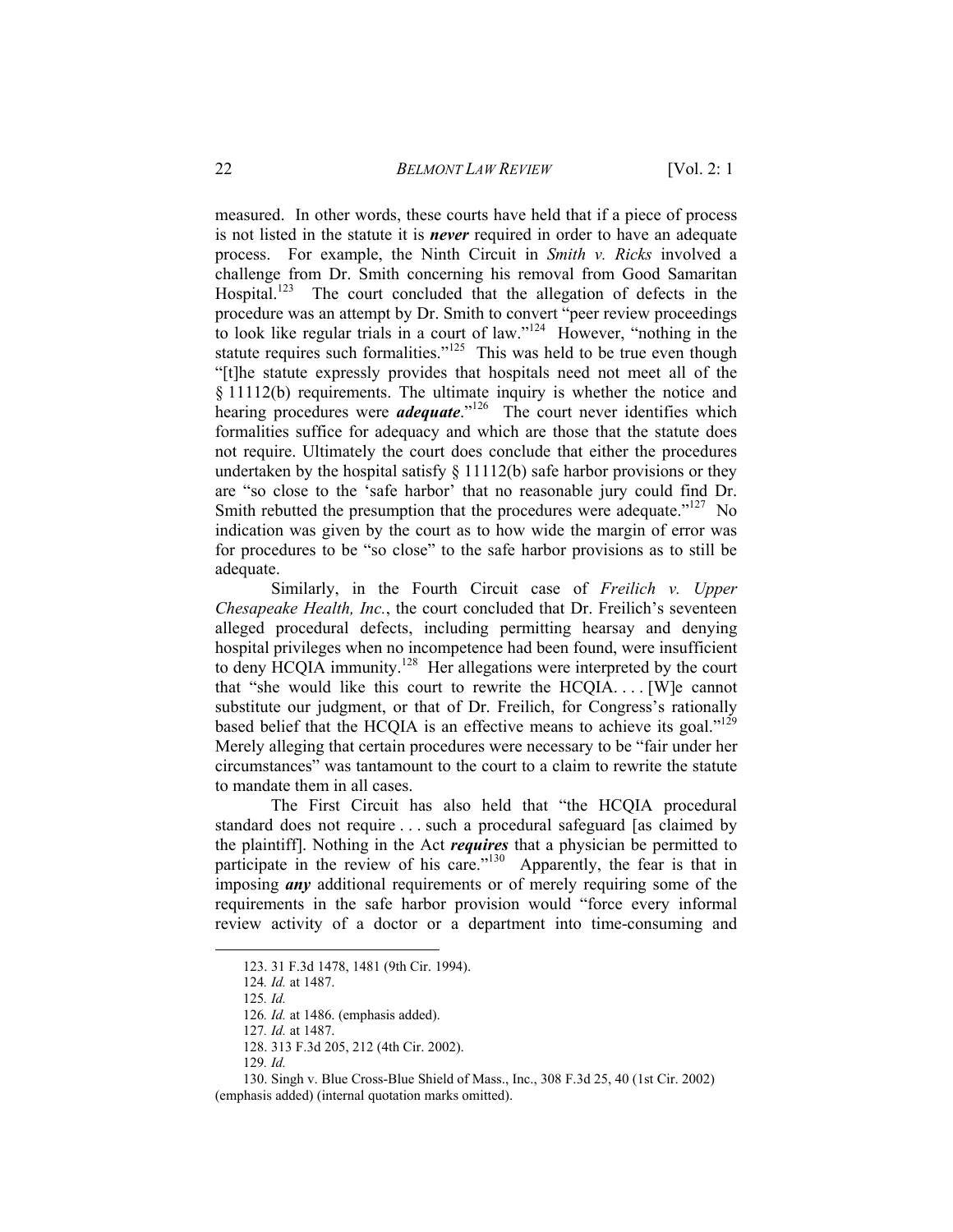measured. In other words, these courts have held that if a piece of process is not listed in the statute it is ***never*** required in order to have an adequate process. For example, the Ninth Circuit in *Smith v. Ricks* involved a challenge from Dr. Smith concerning his removal from Good Samaritan Hospital.[123] The court concluded that the allegation of defects in the procedure was an attempt by Dr. Smith to convert "peer review proceedings to look like regular trials in a court of law."[124] However, "nothing in the statute requires such formalities."[125] This was held to be true even though "[t]he statute expressly provides that hospitals need not meet all of the § 11112(b) requirements. The ultimate inquiry is whether the notice and hearing procedures were ***adequate***."[126] The court never identifies which formalities suffice for adequacy and which are those that the statute does not require. Ultimately the court does conclude that either the procedures undertaken by the hospital satisfy § 11112(b) safe harbor provisions or they are "so close to the 'safe harbor' that no reasonable jury could find Dr. Smith rebutted the presumption that the procedures were adequate."[127] No indication was given by the court as to how wide the margin of error was for procedures to be "so close" to the safe harbor provisions as to still be adequate.

Similarly, in the Fourth Circuit case of *Freilich v. Upper Chesapeake Health, Inc.*, the court concluded that Dr. Freilich's seventeen alleged procedural defects, including permitting hearsay and denying hospital privileges when no incompetence had been found, were insufficient to deny HCQIA immunity.[128] Her allegations were interpreted by the court that "she would like this court to rewrite the HCQIA. . . . [W]e cannot substitute our judgment, or that of Dr. Freilich, for Congress's rationally based belief that the HCQIA is an effective means to achieve its goal."[129] Merely alleging that certain procedures were necessary to be "fair under her circumstances" was tantamount to the court to a claim to rewrite the statute to mandate them in all cases.

The First Circuit has also held that "the HCQIA procedural standard does not require . . . such a procedural safeguard [as claimed by the plaintiff]. Nothing in the Act ***requires*** that a physician be permitted to participate in the review of his care."[130] Apparently, the fear is that in imposing ***any*** additional requirements or of merely requiring some of the requirements in the safe harbor provision would "force every informal review activity of a doctor or a department into time-consuming and

123. 31 F.3d 1478, 1481 (9th Cir. 1994).

124. *Id.* at 1487.

125. *Id.*

126. *Id.* at 1486. (emphasis added).

127. *Id.* at 1487.

128. 313 F.3d 205, 212 (4th Cir. 2002).

129. *Id.*

130. Singh v. Blue Cross-Blue Shield of Mass., Inc., 308 F.3d 25, 40 (1st Cir. 2002) (emphasis added) (internal quotation marks omitted).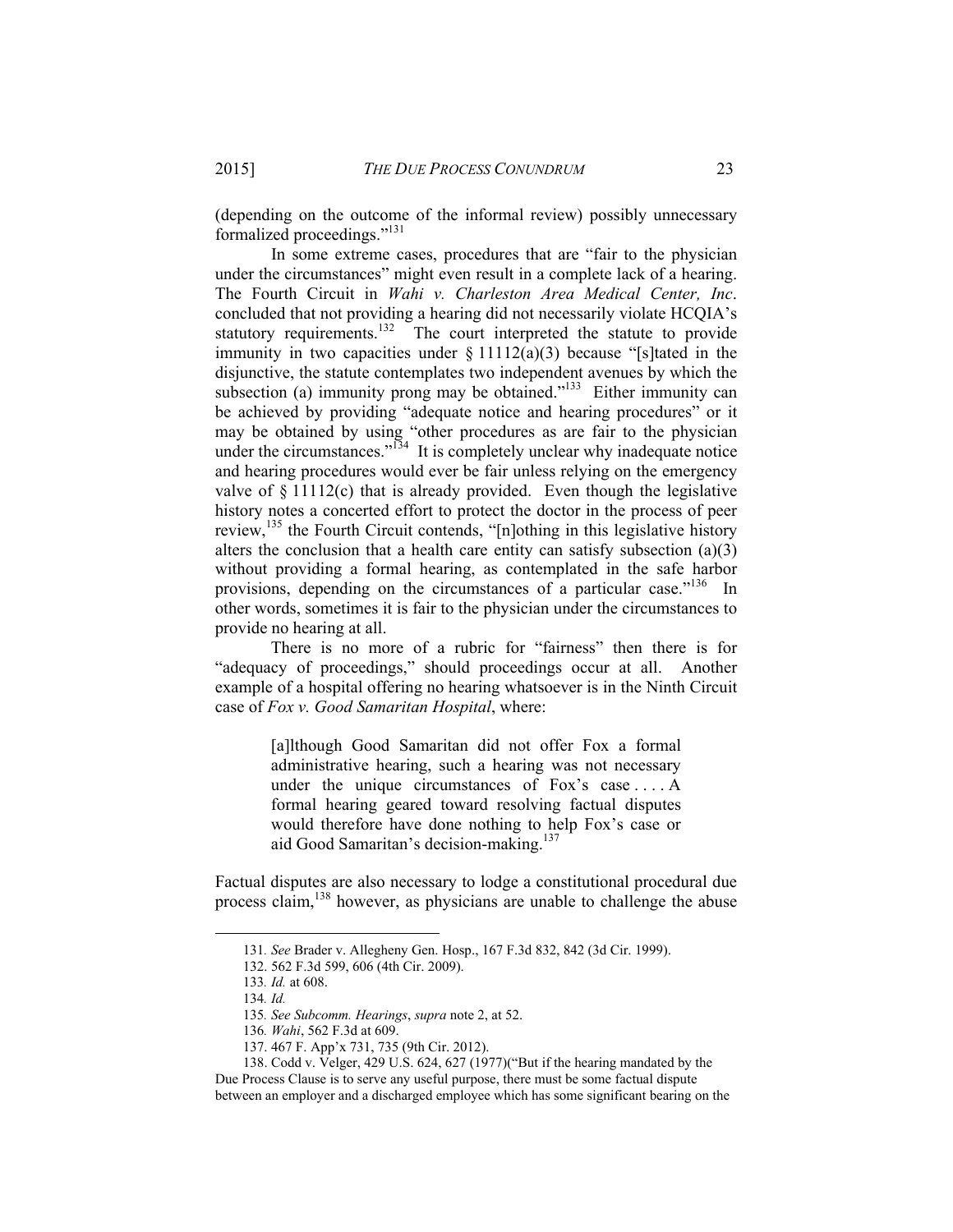(depending on the outcome of the informal review) possibly unnecessary formalized proceedings."[131]

In some extreme cases, procedures that are "fair to the physician under the circumstances" might even result in a complete lack of a hearing. The Fourth Circuit in *Wahi v. Charleston Area Medical Center, Inc*. concluded that not providing a hearing did not necessarily violate HCQIA's statutory requirements.[132] The court interpreted the statute to provide immunity in two capacities under § 11112(a)(3) because "[s]tated in the disjunctive, the statute contemplates two independent avenues by which the subsection (a) immunity prong may be obtained."[133] Either immunity can be achieved by providing "adequate notice and hearing procedures" or it may be obtained by using "other procedures as are fair to the physician under the circumstances."[134] It is completely unclear why inadequate notice and hearing procedures would ever be fair unless relying on the emergency valve of § 11112(c) that is already provided. Even though the legislative history notes a concerted effort to protect the doctor in the process of peer review,[135] the Fourth Circuit contends, "[n]othing in this legislative history alters the conclusion that a health care entity can satisfy subsection (a)(3) without providing a formal hearing, as contemplated in the safe harbor provisions, depending on the circumstances of a particular case."[136] In other words, sometimes it is fair to the physician under the circumstances to provide no hearing at all.

There is no more of a rubric for "fairness" then there is for "adequacy of proceedings," should proceedings occur at all. Another example of a hospital offering no hearing whatsoever is in the Ninth Circuit case of *Fox v. Good Samaritan Hospital*, where:

> [a]lthough Good Samaritan did not offer Fox a formal administrative hearing, such a hearing was not necessary under the unique circumstances of Fox's case . . . . A formal hearing geared toward resolving factual disputes would therefore have done nothing to help Fox's case or aid Good Samaritan's decision-making.[137]

Factual disputes are also necessary to lodge a constitutional procedural due process claim,[138] however, as physicians are unable to challenge the abuse

---

131. *See* Brader v. Allegheny Gen. Hosp., 167 F.3d 832, 842 (3d Cir. 1999).

132. 562 F.3d 599, 606 (4th Cir. 2009).

133. *Id.* at 608.

134. *Id.*

135. *See Subcomm. Hearings*, *supra* note 2, at 52.

136. *Wahi*, 562 F.3d at 609.

137. 467 F. App'x 731, 735 (9th Cir. 2012).

138. Codd v. Velger, 429 U.S. 624, 627 (1977)("But if the hearing mandated by the Due Process Clause is to serve any useful purpose, there must be some factual dispute between an employer and a discharged employee which has some significant bearing on the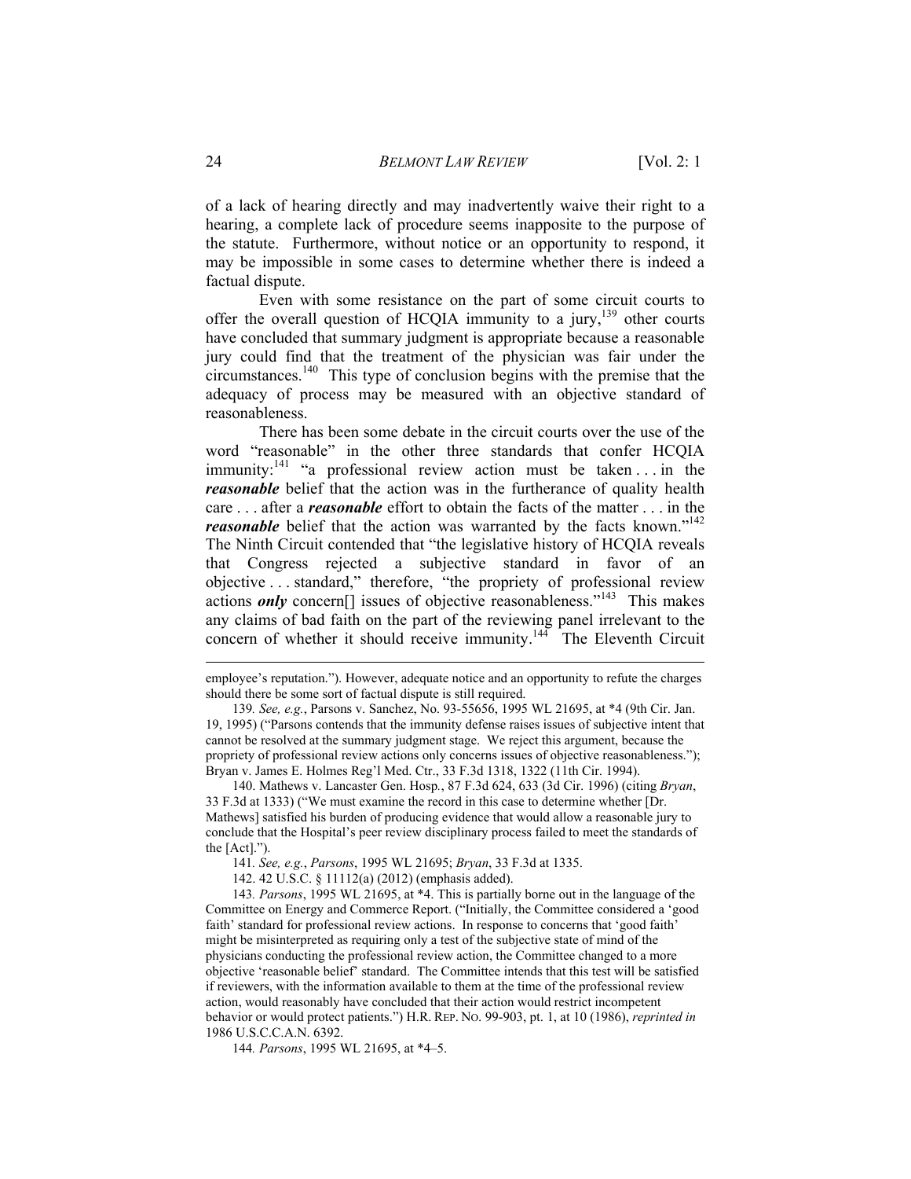of a lack of hearing directly and may inadvertently waive their right to a hearing, a complete lack of procedure seems inapposite to the purpose of the statute. Furthermore, without notice or an opportunity to respond, it may be impossible in some cases to determine whether there is indeed a factual dispute.

Even with some resistance on the part of some circuit courts to offer the overall question of HCQIA immunity to a jury,[139] other courts have concluded that summary judgment is appropriate because a reasonable jury could find that the treatment of the physician was fair under the circumstances.[140] This type of conclusion begins with the premise that the adequacy of process may be measured with an objective standard of reasonableness.

There has been some debate in the circuit courts over the use of the word "reasonable" in the other three standards that confer HCQIA immunity:[141] "a professional review action must be taken . . . in the ***reasonable*** belief that the action was in the furtherance of quality health care . . . after a ***reasonable*** effort to obtain the facts of the matter . . . in the ***reasonable*** belief that the action was warranted by the facts known."[142] The Ninth Circuit contended that "the legislative history of HCQIA reveals that Congress rejected a subjective standard in favor of an objective . . . standard," therefore, "the propriety of professional review actions ***only*** concern[] issues of objective reasonableness."[143] This makes any claims of bad faith on the part of the reviewing panel irrelevant to the concern of whether it should receive immunity.[144] The Eleventh Circuit

---

employee's reputation."). However, adequate notice and an opportunity to refute the charges should there be some sort of factual dispute is still required.

139. *See, e.g.*, Parsons v. Sanchez, No. 93-55656, 1995 WL 21695, at *4 (9th Cir. Jan. 19, 1995) ("Parsons contends that the immunity defense raises issues of subjective intent that cannot be resolved at the summary judgment stage. We reject this argument, because the propriety of professional review actions only concerns issues of objective reasonableness."); Bryan v. James E. Holmes Reg'l Med. Ctr., 33 F.3d 1318, 1322 (11th Cir. 1994).

140. Mathews v. Lancaster Gen. Hosp., 87 F.3d 624, 633 (3d Cir. 1996) (citing *Bryan*, 33 F.3d at 1333) ("We must examine the record in this case to determine whether [Dr. Mathews] satisfied his burden of producing evidence that would allow a reasonable jury to conclude that the Hospital's peer review disciplinary process failed to meet the standards of the [Act].").

141. *See, e.g.*, *Parsons*, 1995 WL 21695; *Bryan*, 33 F.3d at 1335.

142. 42 U.S.C. § 11112(a) (2012) (emphasis added).

143. *Parsons*, 1995 WL 21695, at *4. This is partially borne out in the language of the Committee on Energy and Commerce Report. ("Initially, the Committee considered a 'good faith' standard for professional review actions. In response to concerns that 'good faith' might be misinterpreted as requiring only a test of the subjective state of mind of the physicians conducting the professional review action, the Committee changed to a more objective 'reasonable belief' standard. The Committee intends that this test will be satisfied if reviewers, with the information available to them at the time of the professional review action, would reasonably have concluded that their action would restrict incompetent behavior or would protect patients.") H.R. REP. NO. 99-903, pt. 1, at 10 (1986), *reprinted in* 1986 U.S.C.C.A.N. 6392.

144. *Parsons*, 1995 WL 21695, at *4–5.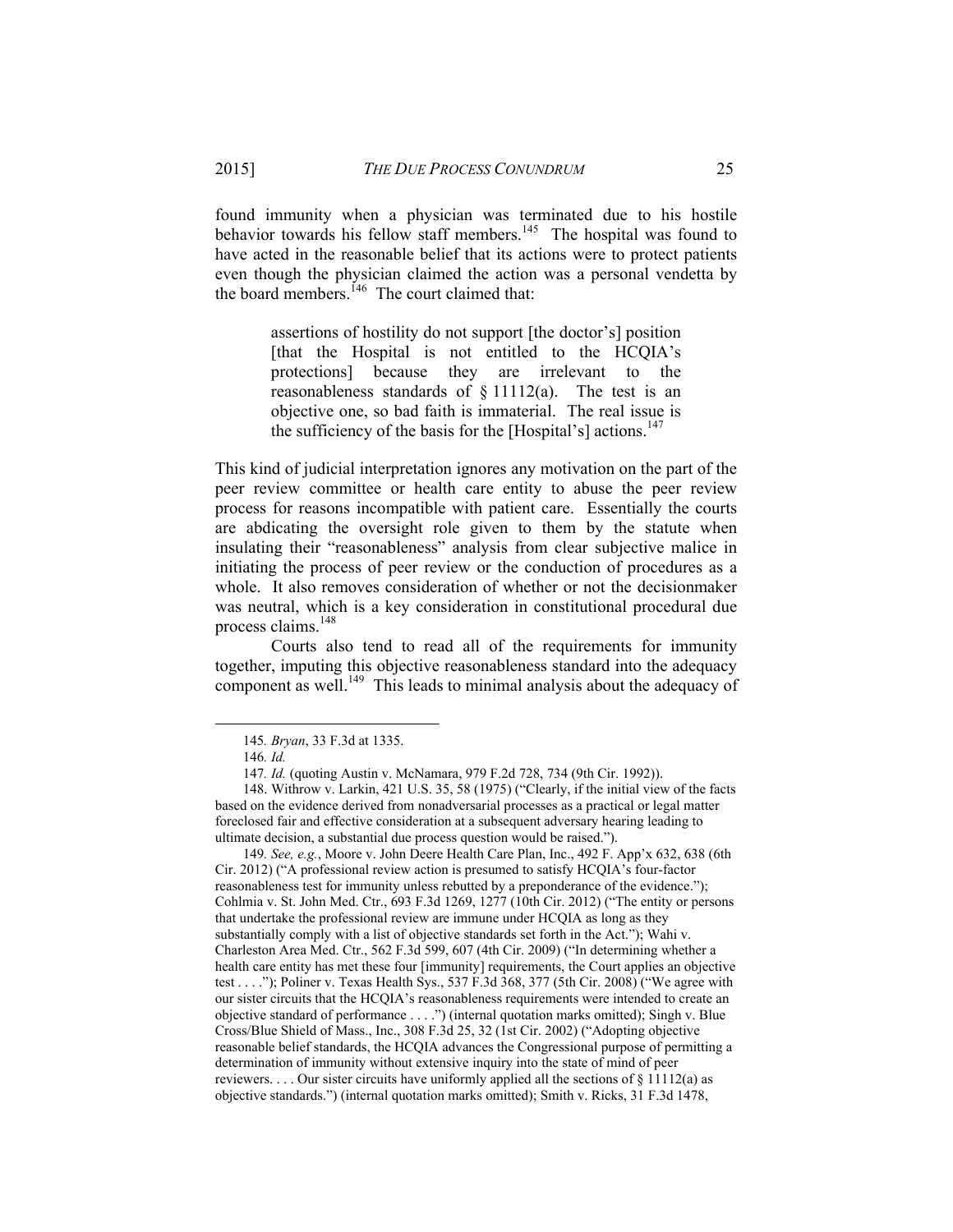found immunity when a physician was terminated due to his hostile behavior towards his fellow staff members.[145] The hospital was found to have acted in the reasonable belief that its actions were to protect patients even though the physician claimed the action was a personal vendetta by the board members.[146] The court claimed that:

> assertions of hostility do not support [the doctor's] position [that the Hospital is not entitled to the HCQIA's protections] because they are irrelevant to the reasonableness standards of § 11112(a). The test is an objective one, so bad faith is immaterial. The real issue is the sufficiency of the basis for the [Hospital's] actions.[147]

This kind of judicial interpretation ignores any motivation on the part of the peer review committee or health care entity to abuse the peer review process for reasons incompatible with patient care. Essentially the courts are abdicating the oversight role given to them by the statute when insulating their "reasonableness" analysis from clear subjective malice in initiating the process of peer review or the conduction of procedures as a whole. It also removes consideration of whether or not the decisionmaker was neutral, which is a key consideration in constitutional procedural due process claims.[148]

Courts also tend to read all of the requirements for immunity together, imputing this objective reasonableness standard into the adequacy component as well.[149] This leads to minimal analysis about the adequacy of

---

145. *Bryan*, 33 F.3d at 1335.

146. *Id.*

147. *Id.* (quoting Austin v. McNamara, 979 F.2d 728, 734 (9th Cir. 1992)).

148. Withrow v. Larkin, 421 U.S. 35, 58 (1975) ("Clearly, if the initial view of the facts based on the evidence derived from nonadversarial processes as a practical or legal matter foreclosed fair and effective consideration at a subsequent adversary hearing leading to ultimate decision, a substantial due process question would be raised.").

149. *See, e.g.*, Moore v. John Deere Health Care Plan, Inc., 492 F. App'x 632, 638 (6th Cir. 2012) ("A professional review action is presumed to satisfy HCQIA's four-factor reasonableness test for immunity unless rebutted by a preponderance of the evidence."); Cohlmia v. St. John Med. Ctr., 693 F.3d 1269, 1277 (10th Cir. 2012) ("The entity or persons that undertake the professional review are immune under HCQIA as long as they substantially comply with a list of objective standards set forth in the Act."); Wahi v. Charleston Area Med. Ctr., 562 F.3d 599, 607 (4th Cir. 2009) ("In determining whether a health care entity has met these four [immunity] requirements, the Court applies an objective test . . . ."); Poliner v. Texas Health Sys., 537 F.3d 368, 377 (5th Cir. 2008) ("We agree with our sister circuits that the HCQIA's reasonableness requirements were intended to create an objective standard of performance . . . .") (internal quotation marks omitted); Singh v. Blue Cross/Blue Shield of Mass., Inc., 308 F.3d 25, 32 (1st Cir. 2002) ("Adopting objective reasonable belief standards, the HCQIA advances the Congressional purpose of permitting a determination of immunity without extensive inquiry into the state of mind of peer reviewers. . . . Our sister circuits have uniformly applied all the sections of § 11112(a) as objective standards.") (internal quotation marks omitted); Smith v. Ricks, 31 F.3d 1478,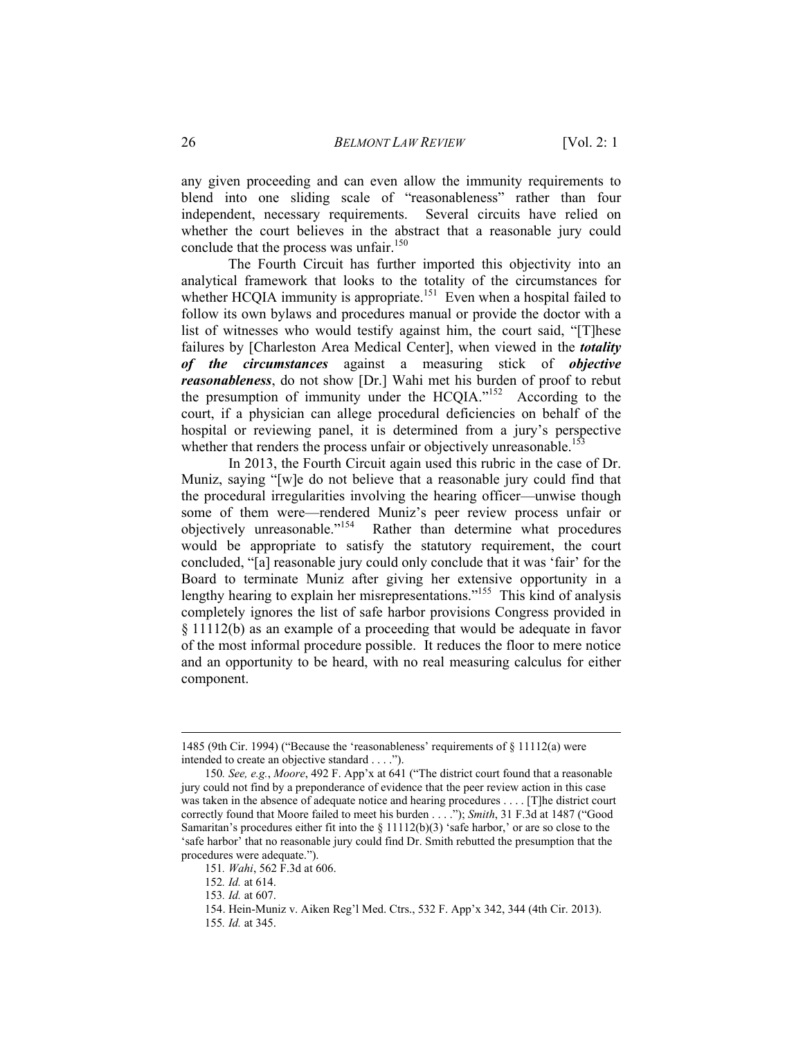any given proceeding and can even allow the immunity requirements to blend into one sliding scale of "reasonableness" rather than four independent, necessary requirements. Several circuits have relied on whether the court believes in the abstract that a reasonable jury could conclude that the process was unfair.[150]

The Fourth Circuit has further imported this objectivity into an analytical framework that looks to the totality of the circumstances for whether HCQIA immunity is appropriate.[151] Even when a hospital failed to follow its own bylaws and procedures manual or provide the doctor with a list of witnesses who would testify against him, the court said, "[T]hese failures by [Charleston Area Medical Center], when viewed in the ***totality of the circumstances*** against a measuring stick of ***objective reasonableness***, do not show [Dr.] Wahi met his burden of proof to rebut the presumption of immunity under the HCQIA."[152] According to the court, if a physician can allege procedural deficiencies on behalf of the hospital or reviewing panel, it is determined from a jury's perspective whether that renders the process unfair or objectively unreasonable.[153]

In 2013, the Fourth Circuit again used this rubric in the case of Dr. Muniz, saying "[w]e do not believe that a reasonable jury could find that the procedural irregularities involving the hearing officer—unwise though some of them were—rendered Muniz's peer review process unfair or objectively unreasonable."[154] Rather than determine what procedures would be appropriate to satisfy the statutory requirement, the court concluded, "[a] reasonable jury could only conclude that it was 'fair' for the Board to terminate Muniz after giving her extensive opportunity in a lengthy hearing to explain her misrepresentations."[155] This kind of analysis completely ignores the list of safe harbor provisions Congress provided in § 11112(b) as an example of a proceeding that would be adequate in favor of the most informal procedure possible. It reduces the floor to mere notice and an opportunity to be heard, with no real measuring calculus for either component.

---

1485 (9th Cir. 1994) ("Because the 'reasonableness' requirements of § 11112(a) were intended to create an objective standard . . . .").

150. *See, e.g.*, *Moore*, 492 F. App'x at 641 ("The district court found that a reasonable jury could not find by a preponderance of evidence that the peer review action in this case was taken in the absence of adequate notice and hearing procedures . . . . [T]he district court correctly found that Moore failed to meet his burden . . . ."); *Smith*, 31 F.3d at 1487 ("Good Samaritan's procedures either fit into the § 11112(b)(3) 'safe harbor,' or are so close to the 'safe harbor' that no reasonable jury could find Dr. Smith rebutted the presumption that the procedures were adequate.").

151. *Wahi*, 562 F.3d at 606.

152. *Id.* at 614.

153. *Id.* at 607.

154. Hein-Muniz v. Aiken Reg'l Med. Ctrs., 532 F. App'x 342, 344 (4th Cir. 2013).

155. *Id.* at 345.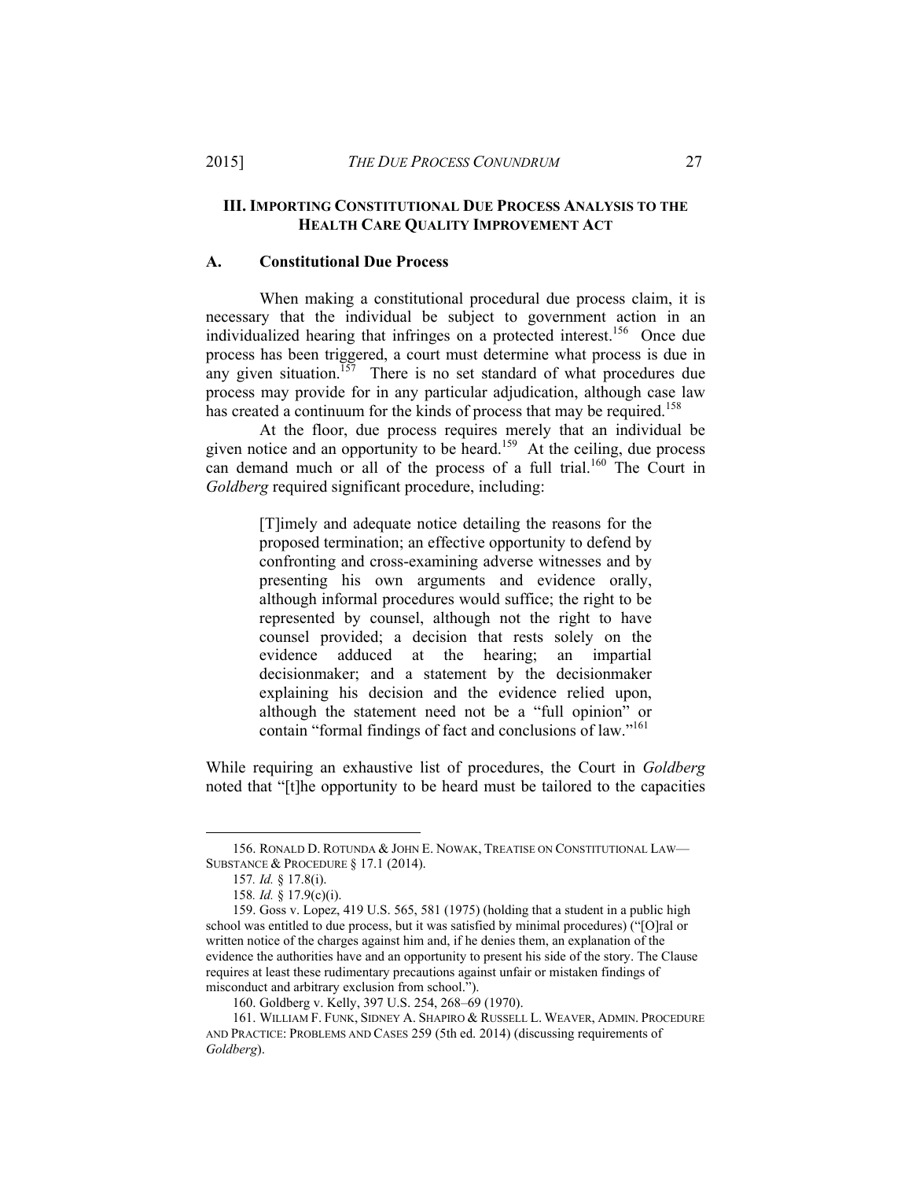## III. Importing Constitutional Due Process Analysis to the Health Care Quality Improvement Act

### A. Constitutional Due Process

When making a constitutional procedural due process claim, it is necessary that the individual be subject to government action in an individualized hearing that infringes on a protected interest.[156] Once due process has been triggered, a court must determine what process is due in any given situation.[157] There is no set standard of what procedures due process may provide for in any particular adjudication, although case law has created a continuum for the kinds of process that may be required.[158]

At the floor, due process requires merely that an individual be given notice and an opportunity to be heard.[159] At the ceiling, due process can demand much or all of the process of a full trial.[160] The Court in *Goldberg* required significant procedure, including:

> [T]imely and adequate notice detailing the reasons for the proposed termination; an effective opportunity to defend by confronting and cross-examining adverse witnesses and by presenting his own arguments and evidence orally, although informal procedures would suffice; the right to be represented by counsel, although not the right to have counsel provided; a decision that rests solely on the evidence adduced at the hearing; an impartial decisionmaker; and a statement by the decisionmaker explaining his decision and the evidence relied upon, although the statement need not be a "full opinion" or contain "formal findings of fact and conclusions of law."[161]

While requiring an exhaustive list of procedures, the Court in *Goldberg* noted that "[t]he opportunity to be heard must be tailored to the capacities

---

156. RONALD D. ROTUNDA & JOHN E. NOWAK, TREATISE ON CONSTITUTIONAL LAW—SUBSTANCE & PROCEDURE § 17.1 (2014).

157. *Id.* § 17.8(i).

158. *Id.* § 17.9(c)(i).

159. Goss v. Lopez, 419 U.S. 565, 581 (1975) (holding that a student in a public high school was entitled to due process, but it was satisfied by minimal procedures) ("[O]ral or written notice of the charges against him and, if he denies them, an explanation of the evidence the authorities have and an opportunity to present his side of the story. The Clause requires at least these rudimentary precautions against unfair or mistaken findings of misconduct and arbitrary exclusion from school.").

160. Goldberg v. Kelly, 397 U.S. 254, 268–69 (1970).

161. WILLIAM F. FUNK, SIDNEY A. SHAPIRO & RUSSELL L. WEAVER, ADMIN. PROCEDURE AND PRACTICE: PROBLEMS AND CASES 259 (5th ed. 2014) (discussing requirements of *Goldberg*).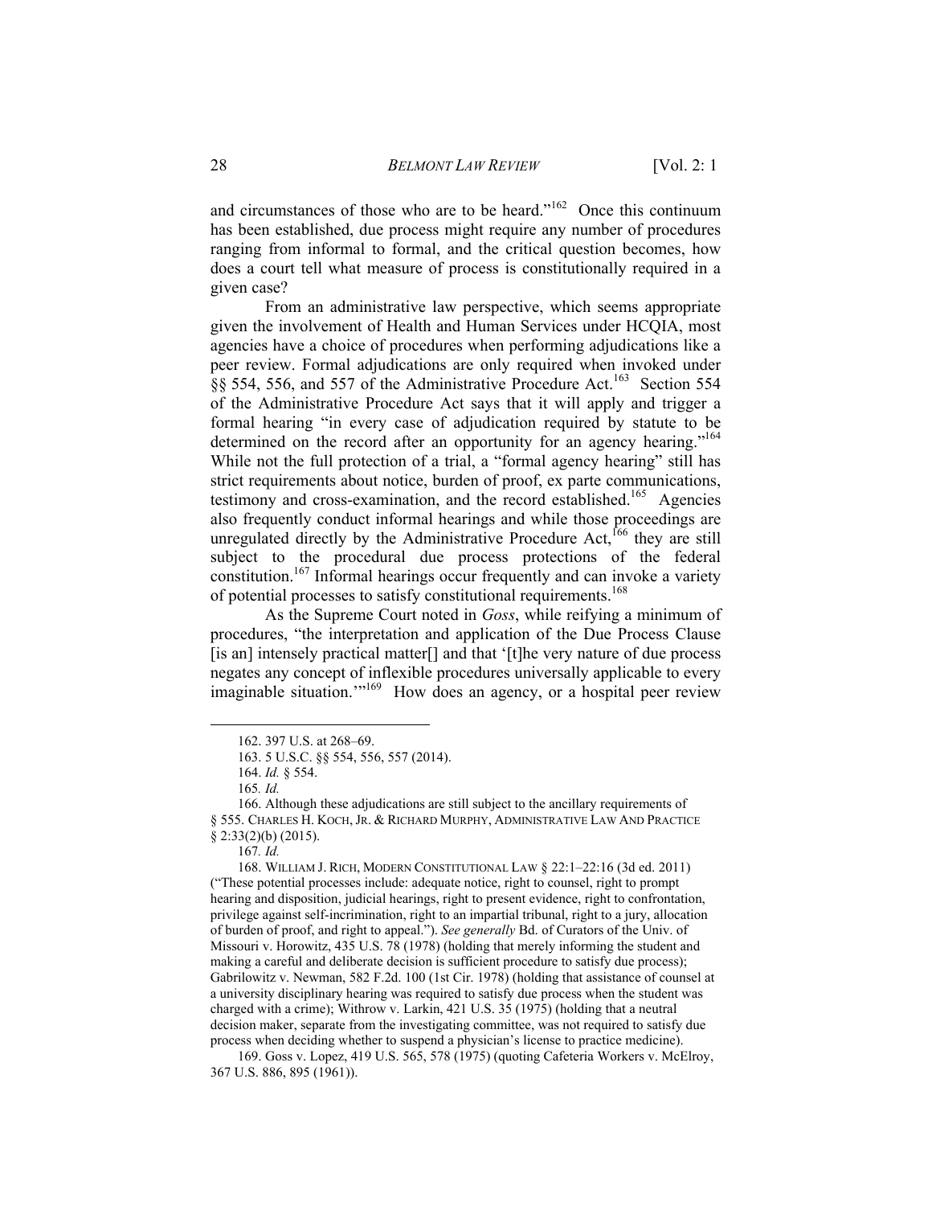and circumstances of those who are to be heard."[162] Once this continuum has been established, due process might require any number of procedures ranging from informal to formal, and the critical question becomes, how does a court tell what measure of process is constitutionally required in a given case?

From an administrative law perspective, which seems appropriate given the involvement of Health and Human Services under HCQIA, most agencies have a choice of procedures when performing adjudications like a peer review. Formal adjudications are only required when invoked under §§ 554, 556, and 557 of the Administrative Procedure Act.[163] Section 554 of the Administrative Procedure Act says that it will apply and trigger a formal hearing "in every case of adjudication required by statute to be determined on the record after an opportunity for an agency hearing."[164] While not the full protection of a trial, a "formal agency hearing" still has strict requirements about notice, burden of proof, ex parte communications, testimony and cross-examination, and the record established.[165] Agencies also frequently conduct informal hearings and while those proceedings are unregulated directly by the Administrative Procedure Act,[166] they are still subject to the procedural due process protections of the federal constitution.[167] Informal hearings occur frequently and can invoke a variety of potential processes to satisfy constitutional requirements.[168]

As the Supreme Court noted in *Goss*, while reifying a minimum of procedures, "the interpretation and application of the Due Process Clause [is an] intensely practical matter[] and that '[t]he very nature of due process negates any concept of inflexible procedures universally applicable to every imaginable situation.'"[169] How does an agency, or a hospital peer review

---

162. 397 U.S. at 268–69.

163. 5 U.S.C. §§ 554, 556, 557 (2014).

164. *Id.* § 554.

165. *Id.*

166. Although these adjudications are still subject to the ancillary requirements of § 555. CHARLES H. KOCH, JR. & RICHARD MURPHY, ADMINISTRATIVE LAW AND PRACTICE § 2:33(2)(b) (2015).

167. *Id.*

168. WILLIAM J. RICH, MODERN CONSTITUTIONAL LAW § 22:1–22:16 (3d ed. 2011) ("These potential processes include: adequate notice, right to counsel, right to prompt hearing and disposition, judicial hearings, right to present evidence, right to confrontation, privilege against self-incrimination, right to an impartial tribunal, right to a jury, allocation of burden of proof, and right to appeal."). *See generally* Bd. of Curators of the Univ. of Missouri v. Horowitz, 435 U.S. 78 (1978) (holding that merely informing the student and making a careful and deliberate decision is sufficient procedure to satisfy due process); Gabrilowitz v. Newman, 582 F.2d. 100 (1st Cir. 1978) (holding that assistance of counsel at a university disciplinary hearing was required to satisfy due process when the student was charged with a crime); Withrow v. Larkin, 421 U.S. 35 (1975) (holding that a neutral decision maker, separate from the investigating committee, was not required to satisfy due process when deciding whether to suspend a physician's license to practice medicine).

169. Goss v. Lopez, 419 U.S. 565, 578 (1975) (quoting Cafeteria Workers v. McElroy, 367 U.S. 886, 895 (1961)).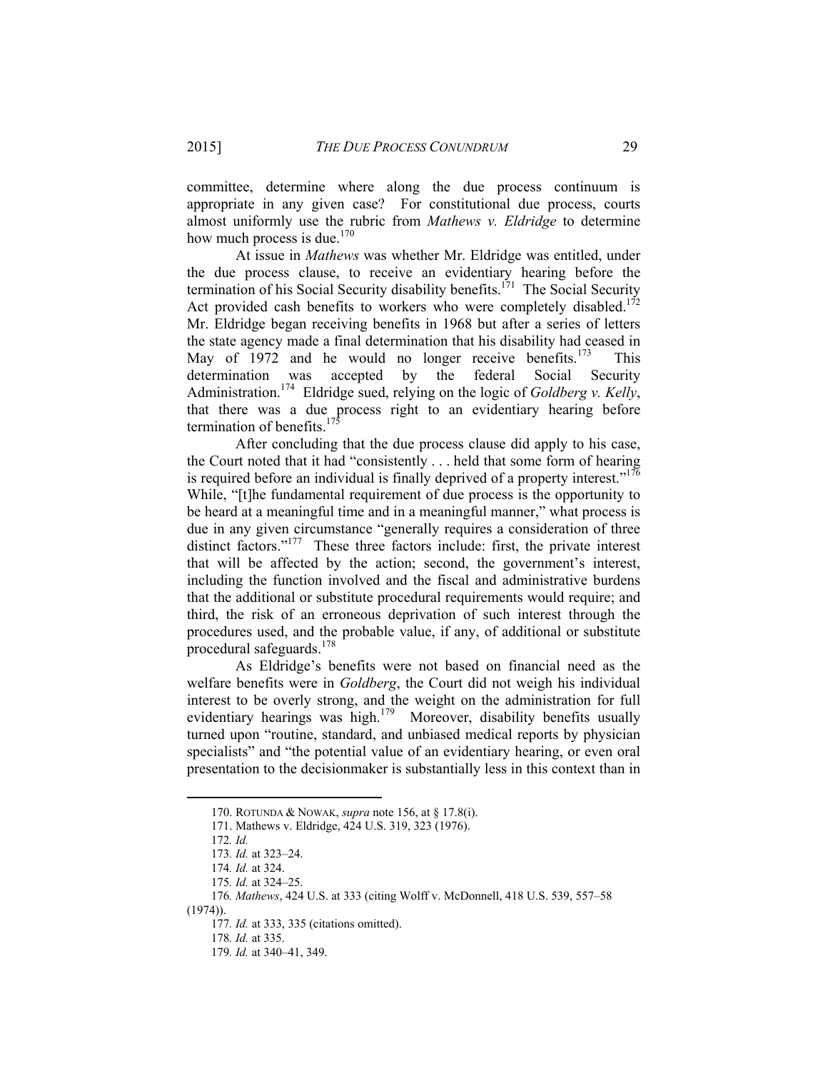committee, determine where along the due process continuum is appropriate in any given case? For constitutional due process, courts almost uniformly use the rubric from *Mathews v. Eldridge* to determine how much process is due.[170]

At issue in *Mathews* was whether Mr. Eldridge was entitled, under the due process clause, to receive an evidentiary hearing before the termination of his Social Security disability benefits.[171] The Social Security Act provided cash benefits to workers who were completely disabled.[172] Mr. Eldridge began receiving benefits in 1968 but after a series of letters the state agency made a final determination that his disability had ceased in May of 1972 and he would no longer receive benefits.[173] This determination was accepted by the federal Social Security Administration.[174] Eldridge sued, relying on the logic of *Goldberg v. Kelly*, that there was a due process right to an evidentiary hearing before termination of benefits.[175]

After concluding that the due process clause did apply to his case, the Court noted that it had "consistently . . . held that some form of hearing is required before an individual is finally deprived of a property interest."[176] While, "[t]he fundamental requirement of due process is the opportunity to be heard at a meaningful time and in a meaningful manner," what process is due in any given circumstance "generally requires a consideration of three distinct factors."[177] These three factors include: first, the private interest that will be affected by the action; second, the government's interest, including the function involved and the fiscal and administrative burdens that the additional or substitute procedural requirements would require; and third, the risk of an erroneous deprivation of such interest through the procedures used, and the probable value, if any, of additional or substitute procedural safeguards.[178]

As Eldridge's benefits were not based on financial need as the welfare benefits were in *Goldberg*, the Court did not weigh his individual interest to be overly strong, and the weight on the administration for full evidentiary hearings was high.[179] Moreover, disability benefits usually turned upon "routine, standard, and unbiased medical reports by physician specialists" and "the potential value of an evidentiary hearing, or even oral presentation to the decisionmaker is substantially less in this context than in

---

170. ROTUNDA & NOWAK, *supra* note 156, at § 17.8(i).

171. Mathews v. Eldridge, 424 U.S. 319, 323 (1976).

172. *Id.*

173. *Id.* at 323–24.

174. *Id.* at 324.

175. *Id.* at 324–25.

176. *Mathews*, 424 U.S. at 333 (citing Wolff v. McDonnell, 418 U.S. 539, 557–58 (1974)).

177. *Id.* at 333, 335 (citations omitted).

178. *Id.* at 335.

179. *Id.* at 340–41, 349.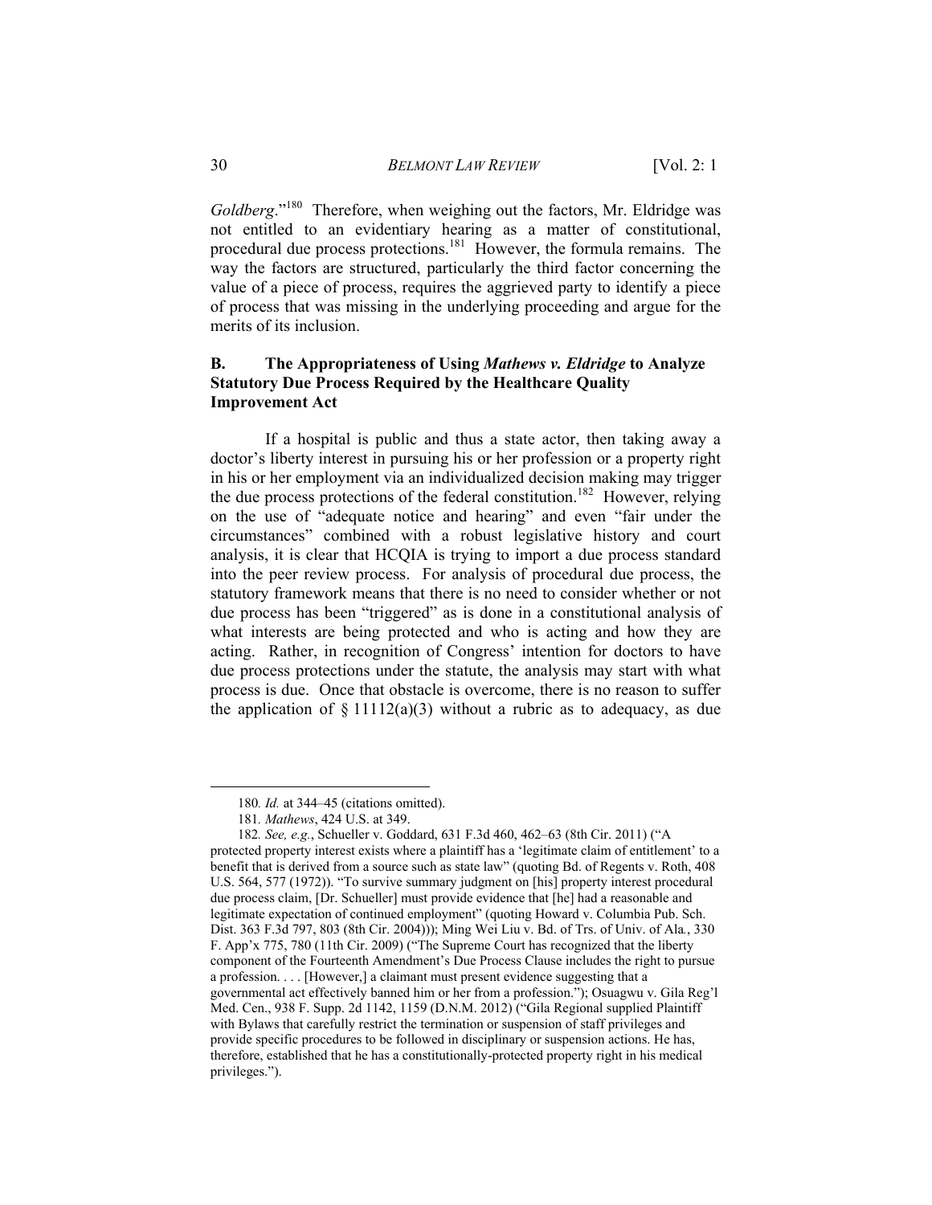*Goldberg*."[180] Therefore, when weighing out the factors, Mr. Eldridge was not entitled to an evidentiary hearing as a matter of constitutional, procedural due process protections.[181] However, the formula remains. The way the factors are structured, particularly the third factor concerning the value of a piece of process, requires the aggrieved party to identify a piece of process that was missing in the underlying proceeding and argue for the merits of its inclusion.

### B. The Appropriateness of Using *Mathews v. Eldridge* to Analyze Statutory Due Process Required by the Healthcare Quality Improvement Act

If a hospital is public and thus a state actor, then taking away a doctor's liberty interest in pursuing his or her profession or a property right in his or her employment via an individualized decision making may trigger the due process protections of the federal constitution.[182] However, relying on the use of "adequate notice and hearing" and even "fair under the circumstances" combined with a robust legislative history and court analysis, it is clear that HCQIA is trying to import a due process standard into the peer review process. For analysis of procedural due process, the statutory framework means that there is no need to consider whether or not due process has been "triggered" as is done in a constitutional analysis of what interests are being protected and who is acting and how they are acting. Rather, in recognition of Congress' intention for doctors to have due process protections under the statute, the analysis may start with what process is due. Once that obstacle is overcome, there is no reason to suffer the application of § 11112(a)(3) without a rubric as to adequacy, as due

---

180. *Id.* at 344–45 (citations omitted).

181. *Mathews*, 424 U.S. at 349.

182. *See, e.g.*, Schueller v. Goddard, 631 F.3d 460, 462–63 (8th Cir. 2011) ("A protected property interest exists where a plaintiff has a 'legitimate claim of entitlement' to a benefit that is derived from a source such as state law" (quoting Bd. of Regents v. Roth, 408 U.S. 564, 577 (1972)). "To survive summary judgment on [his] property interest procedural due process claim, [Dr. Schueller] must provide evidence that [he] had a reasonable and legitimate expectation of continued employment" (quoting Howard v. Columbia Pub. Sch. Dist. 363 F.3d 797, 803 (8th Cir. 2004))); Ming Wei Liu v. Bd. of Trs. of Univ. of Ala., 330 F. App'x 775, 780 (11th Cir. 2009) ("The Supreme Court has recognized that the liberty component of the Fourteenth Amendment's Due Process Clause includes the right to pursue a profession. . . . [However,] a claimant must present evidence suggesting that a governmental act effectively banned him or her from a profession."); Osuagwu v. Gila Reg'l Med. Cen., 938 F. Supp. 2d 1142, 1159 (D.N.M. 2012) ("Gila Regional supplied Plaintiff with Bylaws that carefully restrict the termination or suspension of staff privileges and provide specific procedures to be followed in disciplinary or suspension actions. He has, therefore, established that he has a constitutionally-protected property right in his medical privileges.").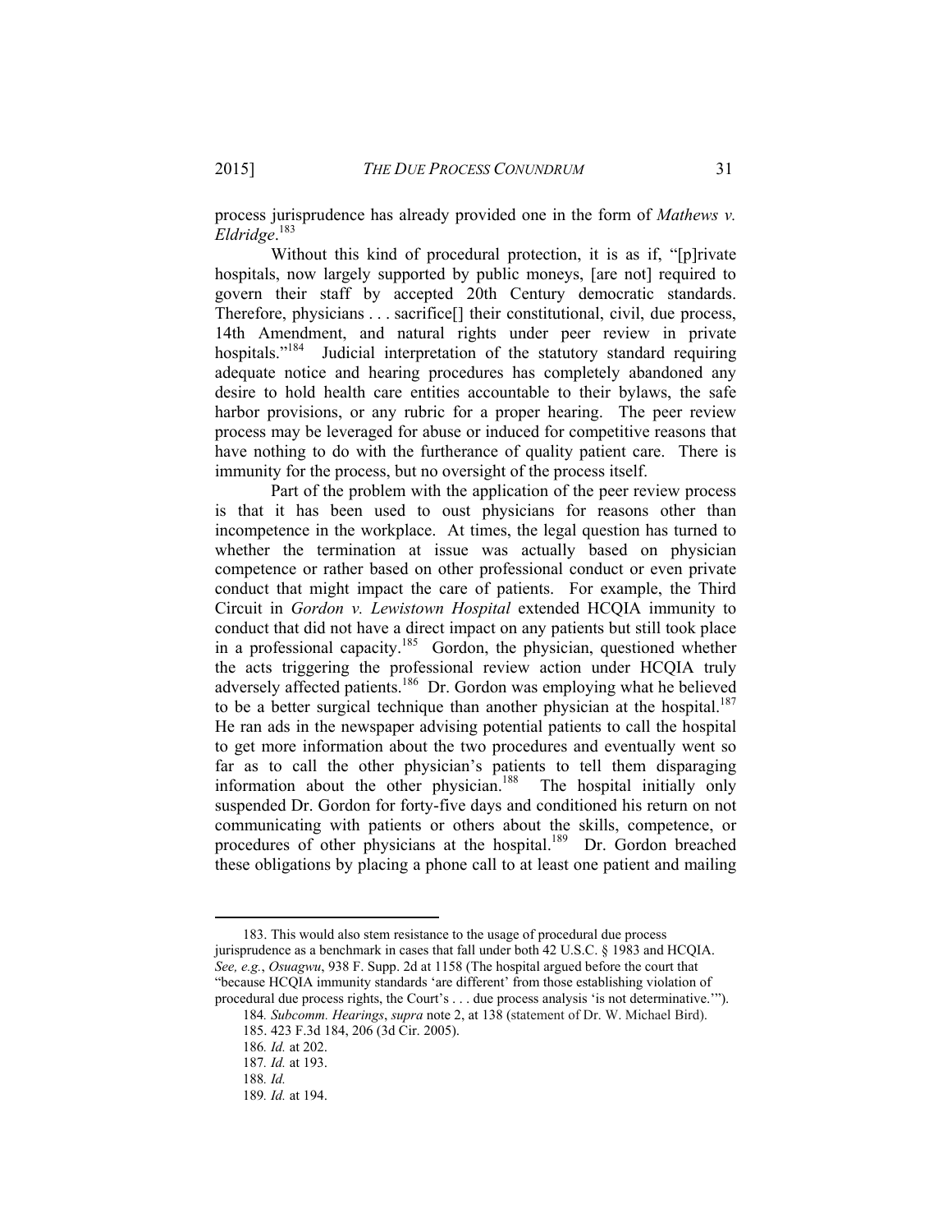process jurisprudence has already provided one in the form of *Mathews v. Eldridge*.[183]

Without this kind of procedural protection, it is as if, "[p]rivate hospitals, now largely supported by public moneys, [are not] required to govern their staff by accepted 20th Century democratic standards. Therefore, physicians . . . sacrifice[] their constitutional, civil, due process, 14th Amendment, and natural rights under peer review in private hospitals."[184] Judicial interpretation of the statutory standard requiring adequate notice and hearing procedures has completely abandoned any desire to hold health care entities accountable to their bylaws, the safe harbor provisions, or any rubric for a proper hearing. The peer review process may be leveraged for abuse or induced for competitive reasons that have nothing to do with the furtherance of quality patient care. There is immunity for the process, but no oversight of the process itself.

Part of the problem with the application of the peer review process is that it has been used to oust physicians for reasons other than incompetence in the workplace. At times, the legal question has turned to whether the termination at issue was actually based on physician competence or rather based on other professional conduct or even private conduct that might impact the care of patients. For example, the Third Circuit in *Gordon v. Lewistown Hospital* extended HCQIA immunity to conduct that did not have a direct impact on any patients but still took place in a professional capacity.[185] Gordon, the physician, questioned whether the acts triggering the professional review action under HCQIA truly adversely affected patients.[186] Dr. Gordon was employing what he believed to be a better surgical technique than another physician at the hospital.[187] He ran ads in the newspaper advising potential patients to call the hospital to get more information about the two procedures and eventually went so far as to call the other physician's patients to tell them disparaging information about the other physician.[188] The hospital initially only suspended Dr. Gordon for forty-five days and conditioned his return on not communicating with patients or others about the skills, competence, or procedures of other physicians at the hospital.[189] Dr. Gordon breached these obligations by placing a phone call to at least one patient and mailing

---

183. This would also stem resistance to the usage of procedural due process jurisprudence as a benchmark in cases that fall under both 42 U.S.C. § 1983 and HCQIA. *See, e.g.*, *Osuagwu*, 938 F. Supp. 2d at 1158 (The hospital argued before the court that "because HCQIA immunity standards 'are different' from those establishing violation of procedural due process rights, the Court's . . . due process analysis 'is not determinative.'").

184. *Subcomm. Hearings*, *supra* note 2, at 138 (statement of Dr. W. Michael Bird).

185. 423 F.3d 184, 206 (3d Cir. 2005).

186. *Id.* at 202.

187. *Id.* at 193.

188. *Id.*

189. *Id.* at 194.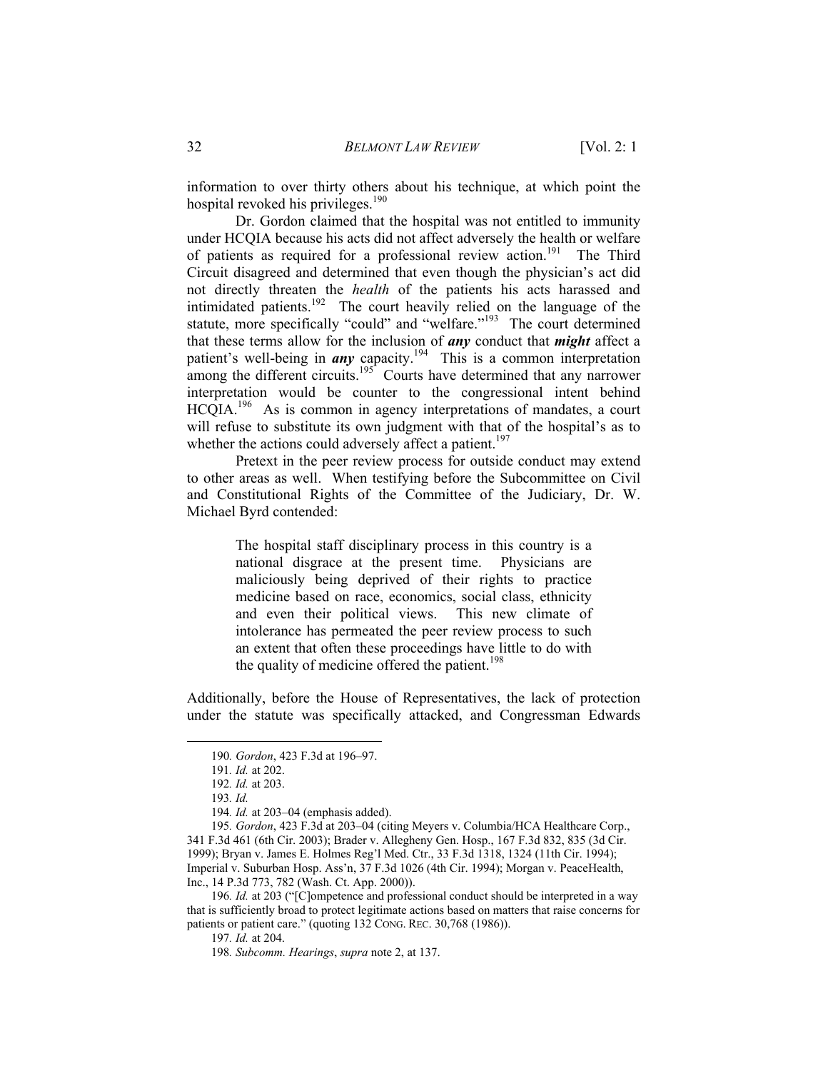information to over thirty others about his technique, at which point the hospital revoked his privileges.[190]

Dr. Gordon claimed that the hospital was not entitled to immunity under HCQIA because his acts did not affect adversely the health or welfare of patients as required for a professional review action.[191] The Third Circuit disagreed and determined that even though the physician's act did not directly threaten the *health* of the patients his acts harassed and intimidated patients.[192] The court heavily relied on the language of the statute, more specifically "could" and "welfare."[193] The court determined that these terms allow for the inclusion of ***any*** conduct that ***might*** affect a patient's well-being in ***any*** capacity.[194] This is a common interpretation among the different circuits.[195] Courts have determined that any narrower interpretation would be counter to the congressional intent behind HCQIA.[196] As is common in agency interpretations of mandates, a court will refuse to substitute its own judgment with that of the hospital's as to whether the actions could adversely affect a patient.[197]

Pretext in the peer review process for outside conduct may extend to other areas as well. When testifying before the Subcommittee on Civil and Constitutional Rights of the Committee of the Judiciary, Dr. W. Michael Byrd contended:

> The hospital staff disciplinary process in this country is a national disgrace at the present time. Physicians are maliciously being deprived of their rights to practice medicine based on race, economics, social class, ethnicity and even their political views. This new climate of intolerance has permeated the peer review process to such an extent that often these proceedings have little to do with the quality of medicine offered the patient.[198]

Additionally, before the House of Representatives, the lack of protection under the statute was specifically attacked, and Congressman Edwards

---

190. *Gordon*, 423 F.3d at 196–97.

191. *Id.* at 202.

192. *Id.* at 203.

193. *Id.*

194. *Id.* at 203–04 (emphasis added).

195. *Gordon*, 423 F.3d at 203–04 (citing Meyers v. Columbia/HCA Healthcare Corp., 341 F.3d 461 (6th Cir. 2003); Brader v. Allegheny Gen. Hosp., 167 F.3d 832, 835 (3d Cir. 1999); Bryan v. James E. Holmes Reg'l Med. Ctr., 33 F.3d 1318, 1324 (11th Cir. 1994); Imperial v. Suburban Hosp. Ass'n, 37 F.3d 1026 (4th Cir. 1994); Morgan v. PeaceHealth, Inc., 14 P.3d 773, 782 (Wash. Ct. App. 2000)).

196. *Id.* at 203 ("[C]ompetence and professional conduct should be interpreted in a way that is sufficiently broad to protect legitimate actions based on matters that raise concerns for patients or patient care." (quoting 132 CONG. REC. 30,768 (1986)).

197. *Id.* at 204.

198. *Subcomm. Hearings*, *supra* note 2, at 137.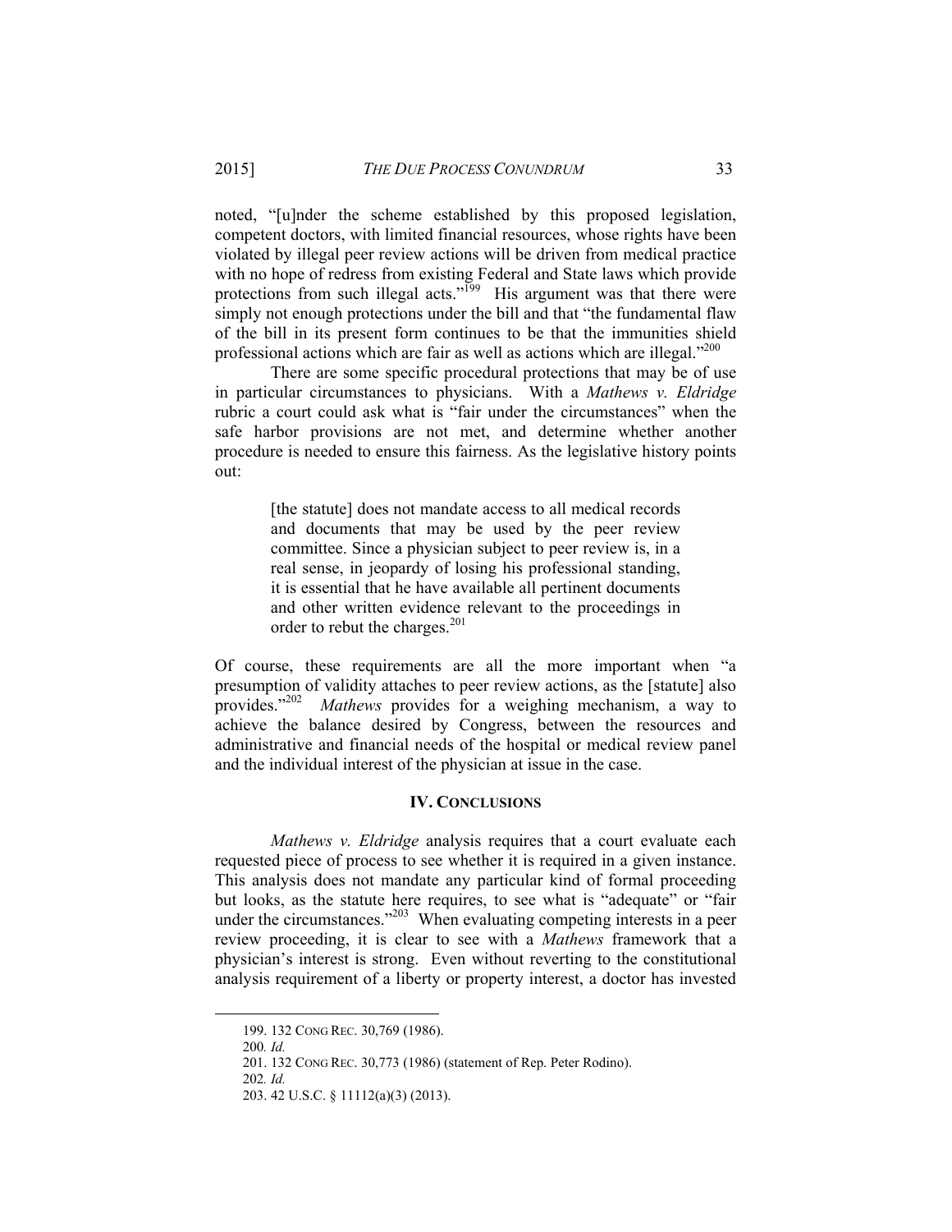noted, "[u]nder the scheme established by this proposed legislation, competent doctors, with limited financial resources, whose rights have been violated by illegal peer review actions will be driven from medical practice with no hope of redress from existing Federal and State laws which provide protections from such illegal acts."[199] His argument was that there were simply not enough protections under the bill and that "the fundamental flaw of the bill in its present form continues to be that the immunities shield professional actions which are fair as well as actions which are illegal."[200]

There are some specific procedural protections that may be of use in particular circumstances to physicians. With a *Mathews v. Eldridge* rubric a court could ask what is "fair under the circumstances" when the safe harbor provisions are not met, and determine whether another procedure is needed to ensure this fairness. As the legislative history points out:

> [the statute] does not mandate access to all medical records and documents that may be used by the peer review committee. Since a physician subject to peer review is, in a real sense, in jeopardy of losing his professional standing, it is essential that he have available all pertinent documents and other written evidence relevant to the proceedings in order to rebut the charges.[201]

Of course, these requirements are all the more important when "a presumption of validity attaches to peer review actions, as the [statute] also provides."[202] *Mathews* provides for a weighing mechanism, a way to achieve the balance desired by Congress, between the resources and administrative and financial needs of the hospital or medical review panel and the individual interest of the physician at issue in the case.

## IV. CONCLUSIONS

*Mathews v. Eldridge* analysis requires that a court evaluate each requested piece of process to see whether it is required in a given instance. This analysis does not mandate any particular kind of formal proceeding but looks, as the statute here requires, to see what is "adequate" or "fair under the circumstances."[203] When evaluating competing interests in a peer review proceeding, it is clear to see with a *Mathews* framework that a physician's interest is strong. Even without reverting to the constitutional analysis requirement of a liberty or property interest, a doctor has invested

---

199. 132 CONG REC. 30,769 (1986).

200. *Id.*

201. 132 CONG REC. 30,773 (1986) (statement of Rep. Peter Rodino).

202. *Id.*

203. 42 U.S.C. § 11112(a)(3) (2013).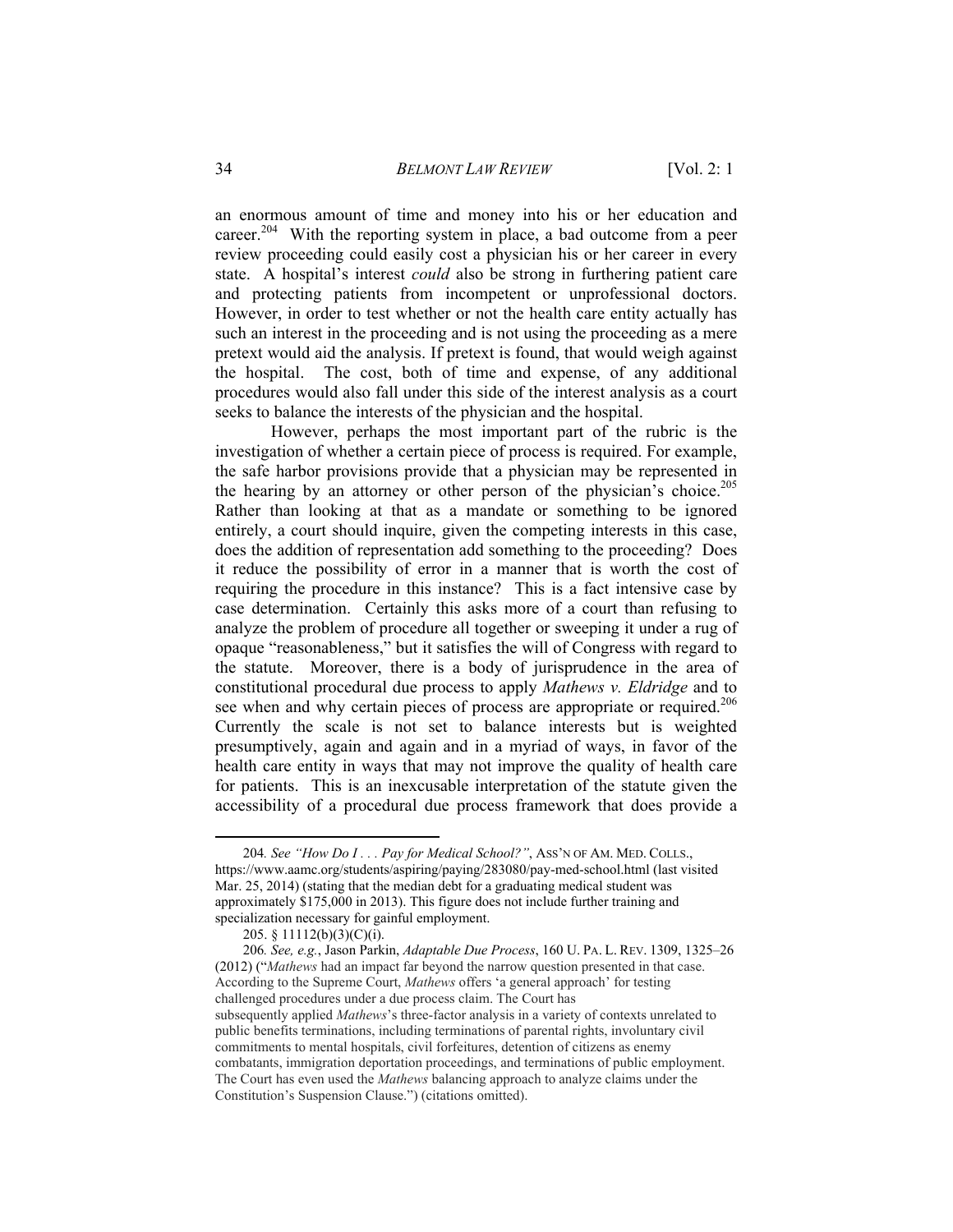an enormous amount of time and money into his or her education and career.[204] With the reporting system in place, a bad outcome from a peer review proceeding could easily cost a physician his or her career in every state. A hospital's interest *could* also be strong in furthering patient care and protecting patients from incompetent or unprofessional doctors. However, in order to test whether or not the health care entity actually has such an interest in the proceeding and is not using the proceeding as a mere pretext would aid the analysis. If pretext is found, that would weigh against the hospital. The cost, both of time and expense, of any additional procedures would also fall under this side of the interest analysis as a court seeks to balance the interests of the physician and the hospital.

However, perhaps the most important part of the rubric is the investigation of whether a certain piece of process is required. For example, the safe harbor provisions provide that a physician may be represented in the hearing by an attorney or other person of the physician's choice.[205] Rather than looking at that as a mandate or something to be ignored entirely, a court should inquire, given the competing interests in this case, does the addition of representation add something to the proceeding? Does it reduce the possibility of error in a manner that is worth the cost of requiring the procedure in this instance? This is a fact intensive case by case determination. Certainly this asks more of a court than refusing to analyze the problem of procedure all together or sweeping it under a rug of opaque "reasonableness," but it satisfies the will of Congress with regard to the statute. Moreover, there is a body of jurisprudence in the area of constitutional procedural due process to apply *Mathews v. Eldridge* and to see when and why certain pieces of process are appropriate or required.[206] Currently the scale is not set to balance interests but is weighted presumptively, again and again and in a myriad of ways, in favor of the health care entity in ways that may not improve the quality of health care for patients. This is an inexcusable interpretation of the statute given the accessibility of a procedural due process framework that does provide a

---

204. *See "How Do I . . . Pay for Medical School?"*, ASS'N OF AM. MED. COLLS., https://www.aamc.org/students/aspiring/paying/283080/pay-med-school.html (last visited Mar. 25, 2014) (stating that the median debt for a graduating medical student was approximately $175,000 in 2013). This figure does not include further training and specialization necessary for gainful employment.

205. § 11112(b)(3)(C)(i).

206. *See, e.g.*, Jason Parkin, *Adaptable Due Process*, 160 U. PA. L. REV. 1309, 1325–26 (2012) ("*Mathews* had an impact far beyond the narrow question presented in that case. According to the Supreme Court, *Mathews* offers 'a general approach' for testing challenged procedures under a due process claim. The Court has subsequently applied *Mathews*'s three-factor analysis in a variety of contexts unrelated to public benefits terminations, including terminations of parental rights, involuntary civil commitments to mental hospitals, civil forfeitures, detention of citizens as enemy combatants, immigration deportation proceedings, and terminations of public employment. The Court has even used the *Mathews* balancing approach to analyze claims under the Constitution's Suspension Clause.") (citations omitted).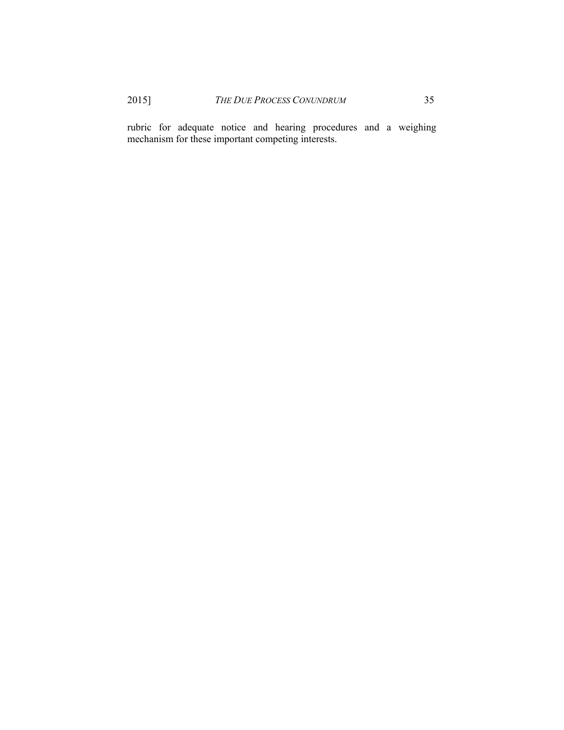rubric for adequate notice and hearing procedures and a weighing mechanism for these important competing interests.